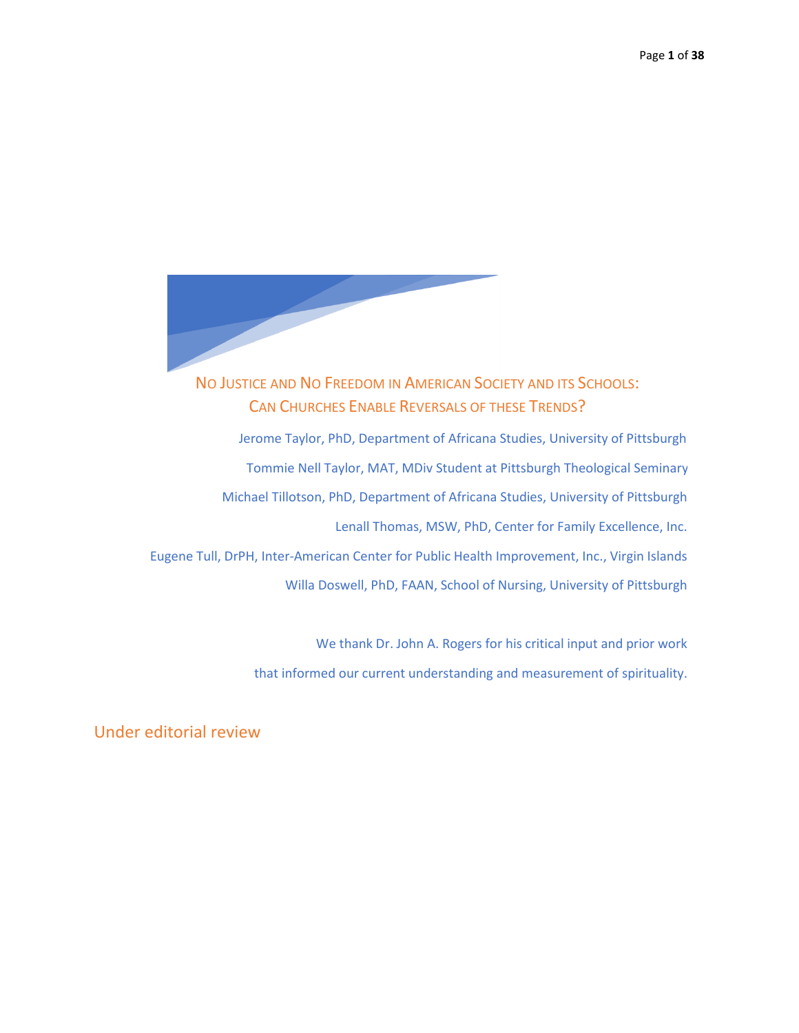# No Justice and No Freedom in American Society and its Schools: Can Churches Enable Reversals of these Trends?

Jerome Taylor, PhD, Department of Africana Studies, University of Pittsburgh

Tommie Nell Taylor, MAT, MDiv Student at Pittsburgh Theological Seminary

Michael Tillotson, PhD, Department of Africana Studies, University of Pittsburgh

Lenall Thomas, MSW, PhD, Center for Family Excellence, Inc.

Eugene Tull, DrPH, Inter-American Center for Public Health Improvement, Inc., Virgin Islands

Willa Doswell, PhD, FAAN, School of Nursing, University of Pittsburgh

We thank Dr. John A. Rogers for his critical input and prior work that informed our current understanding and measurement of spirituality.

Under editorial review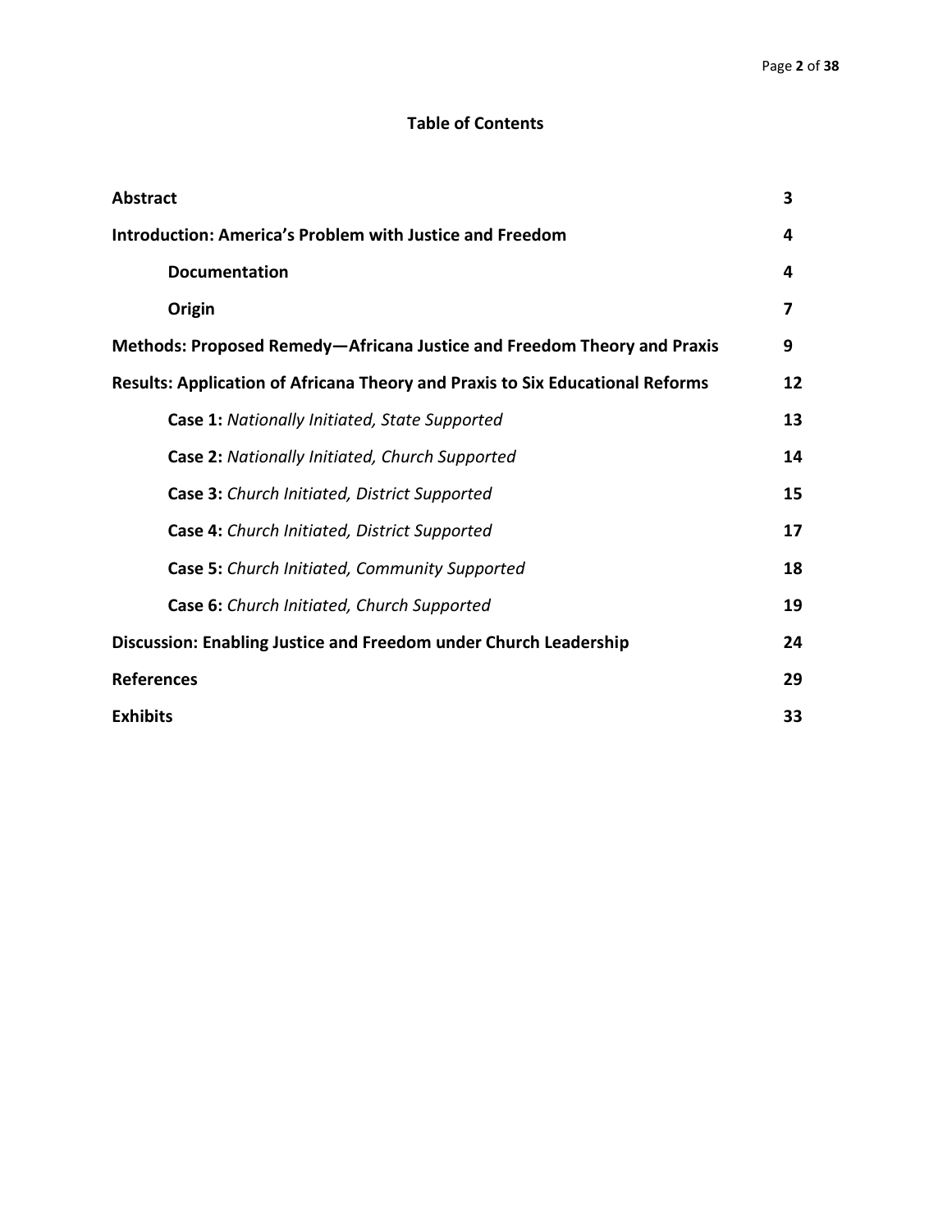# Table of Contents

| | |
|---|---|
| **Abstract** | **3** |
| **Introduction: America's Problem with Justice and Freedom** | **4** |
| &nbsp;&nbsp;&nbsp;&nbsp;**Documentation** | **4** |
| &nbsp;&nbsp;&nbsp;&nbsp;**Origin** | **7** |
| **Methods: Proposed Remedy—Africana Justice and Freedom Theory and Praxis** | **9** |
| **Results: Application of Africana Theory and Praxis to Six Educational Reforms** | **12** |
| &nbsp;&nbsp;&nbsp;&nbsp;**Case 1:** *Nationally Initiated, State Supported* | **13** |
| &nbsp;&nbsp;&nbsp;&nbsp;**Case 2:** *Nationally Initiated, Church Supported* | **14** |
| &nbsp;&nbsp;&nbsp;&nbsp;**Case 3:** *Church Initiated, District Supported* | **15** |
| &nbsp;&nbsp;&nbsp;&nbsp;**Case 4:** *Church Initiated, District Supported* | **17** |
| &nbsp;&nbsp;&nbsp;&nbsp;**Case 5:** *Church Initiated, Community Supported* | **18** |
| &nbsp;&nbsp;&nbsp;&nbsp;**Case 6:** *Church Initiated, Church Supported* | **19** |
| **Discussion: Enabling Justice and Freedom under Church Leadership** | **24** |
| **References** | **29** |
| **Exhibits** | **33** |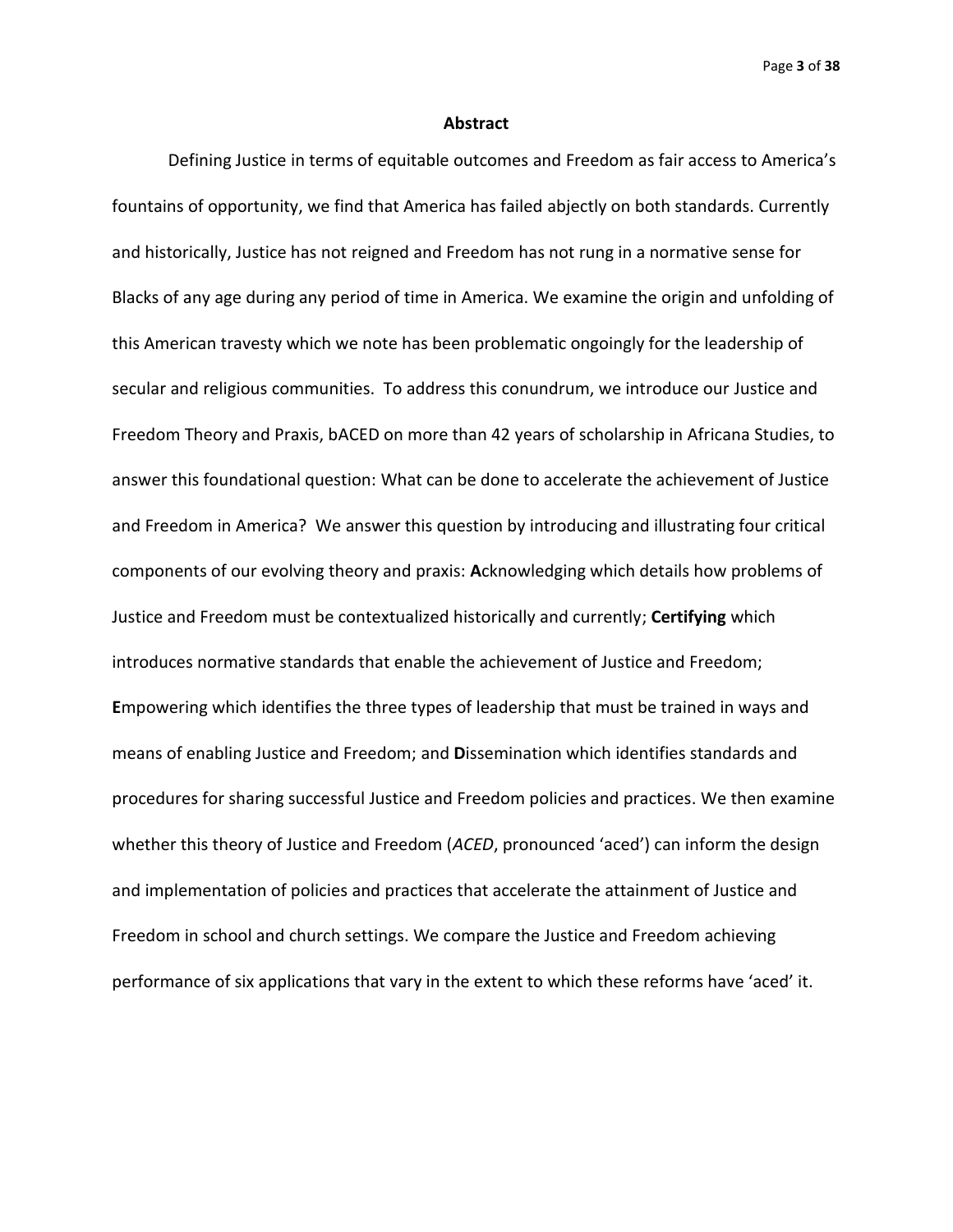## Abstract

Defining Justice in terms of equitable outcomes and Freedom as fair access to America's fountains of opportunity, we find that America has failed abjectly on both standards. Currently and historically, Justice has not reigned and Freedom has not rung in a normative sense for Blacks of any age during any period of time in America. We examine the origin and unfolding of this American travesty which we note has been problematic ongoingly for the leadership of secular and religious communities. To address this conundrum, we introduce our Justice and Freedom Theory and Praxis, bACED on more than 42 years of scholarship in Africana Studies, to answer this foundational question: What can be done to accelerate the achievement of Justice and Freedom in America? We answer this question by introducing and illustrating four critical components of our evolving theory and praxis: **A**cknowledging which details how problems of Justice and Freedom must be contextualized historically and currently; **Certifying** which introduces normative standards that enable the achievement of Justice and Freedom; **E**mpowering which identifies the three types of leadership that must be trained in ways and means of enabling Justice and Freedom; and **D**issemination which identifies standards and procedures for sharing successful Justice and Freedom policies and practices. We then examine whether this theory of Justice and Freedom (*ACED*, pronounced 'aced') can inform the design and implementation of policies and practices that accelerate the attainment of Justice and Freedom in school and church settings. We compare the Justice and Freedom achieving performance of six applications that vary in the extent to which these reforms have 'aced' it.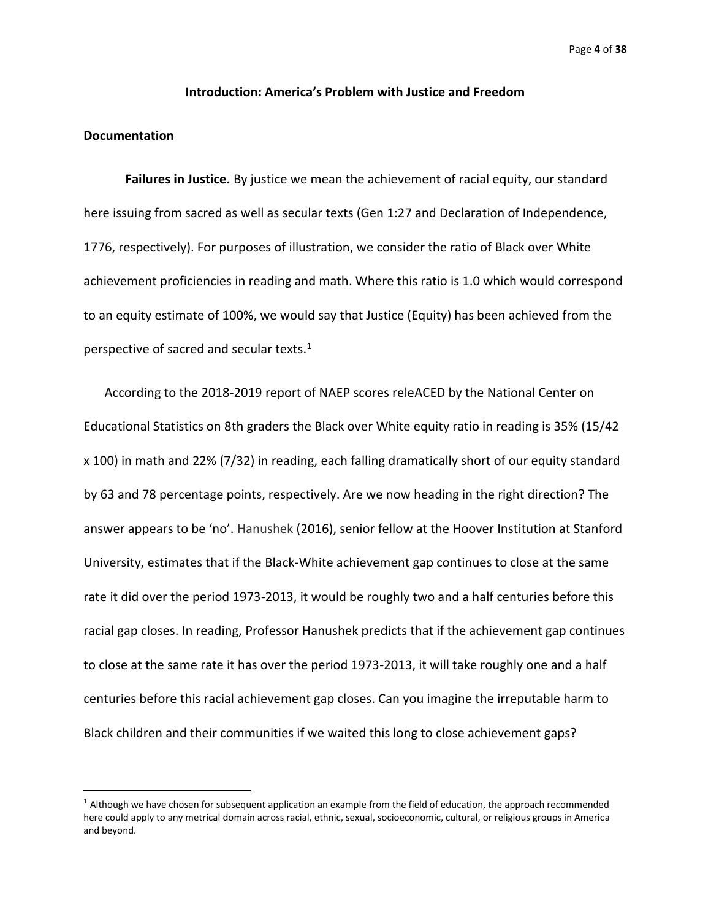## Introduction: America's Problem with Justice and Freedom

### Documentation

**Failures in Justice.** By justice we mean the achievement of racial equity, our standard here issuing from sacred as well as secular texts (Gen 1:27 and Declaration of Independence, 1776, respectively). For purposes of illustration, we consider the ratio of Black over White achievement proficiencies in reading and math. Where this ratio is 1.0 which would correspond to an equity estimate of 100%, we would say that Justice (Equity) has been achieved from the perspective of sacred and secular texts.[1]

According to the 2018-2019 report of NAEP scores releACED by the National Center on Educational Statistics on 8th graders the Black over White equity ratio in reading is 35% (15/42 x 100) in math and 22% (7/32) in reading, each falling dramatically short of our equity standard by 63 and 78 percentage points, respectively. Are we now heading in the right direction? The answer appears to be 'no'. Hanushek (2016), senior fellow at the Hoover Institution at Stanford University, estimates that if the Black-White achievement gap continues to close at the same rate it did over the period 1973-2013, it would be roughly two and a half centuries before this racial gap closes. In reading, Professor Hanushek predicts that if the achievement gap continues to close at the same rate it has over the period 1973-2013, it will take roughly one and a half centuries before this racial achievement gap closes. Can you imagine the irreputable harm to Black children and their communities if we waited this long to close achievement gaps?

[1] Although we have chosen for subsequent application an example from the field of education, the approach recommended here could apply to any metrical domain across racial, ethnic, sexual, socioeconomic, cultural, or religious groups in America and beyond.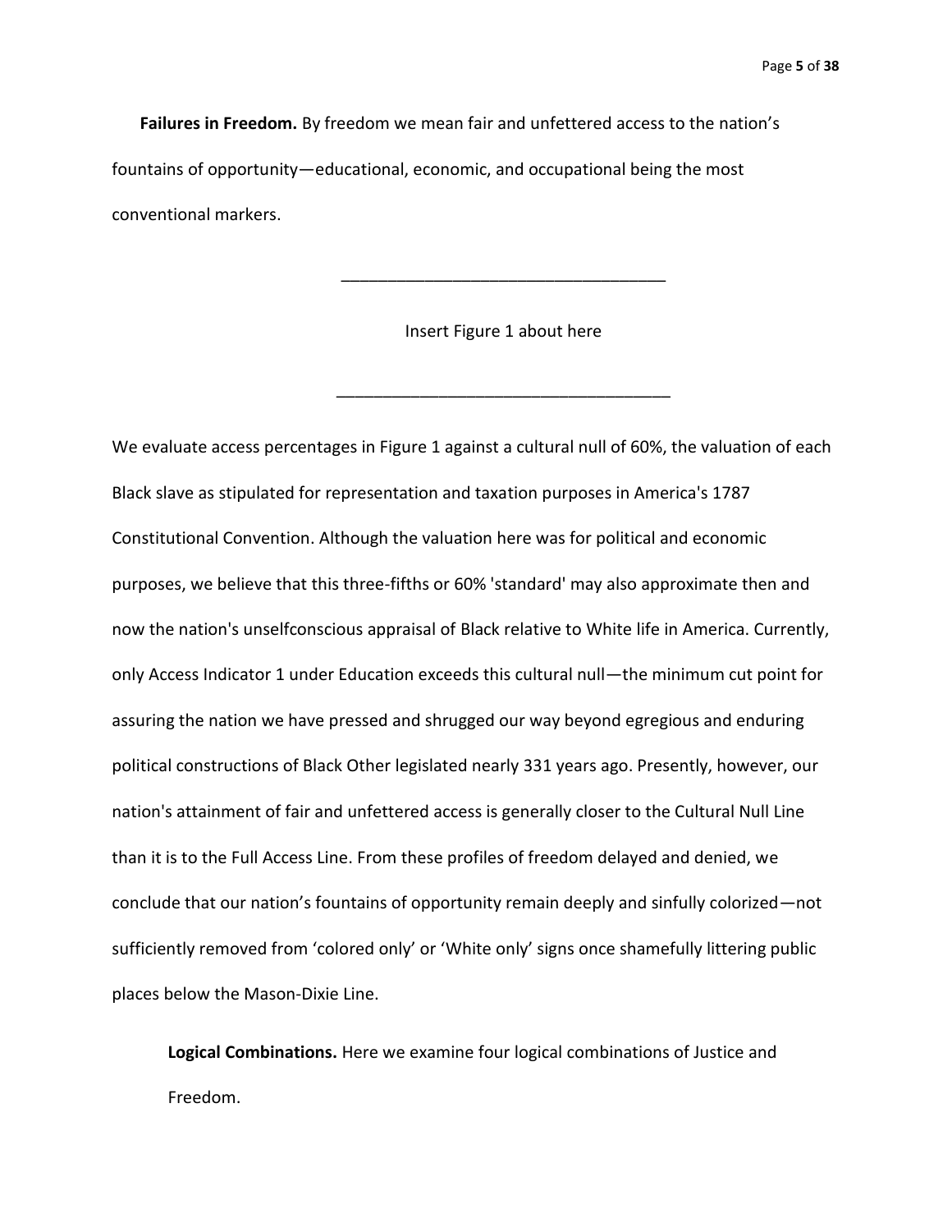**Failures in Freedom.** By freedom we mean fair and unfettered access to the nation's fountains of opportunity—educational, economic, and occupational being the most conventional markers.

___________________________________

Insert Figure 1 about here

___________________________________

We evaluate access percentages in Figure 1 against a cultural null of 60%, the valuation of each Black slave as stipulated for representation and taxation purposes in America's 1787 Constitutional Convention. Although the valuation here was for political and economic purposes, we believe that this three-fifths or 60% 'standard' may also approximate then and now the nation's unselfconscious appraisal of Black relative to White life in America. Currently, only Access Indicator 1 under Education exceeds this cultural null—the minimum cut point for assuring the nation we have pressed and shrugged our way beyond egregious and enduring political constructions of Black Other legislated nearly 331 years ago. Presently, however, our nation's attainment of fair and unfettered access is generally closer to the Cultural Null Line than it is to the Full Access Line. From these profiles of freedom delayed and denied, we conclude that our nation's fountains of opportunity remain deeply and sinfully colorized—not sufficiently removed from 'colored only' or 'White only' signs once shamefully littering public places below the Mason-Dixie Line.

**Logical Combinations.** Here we examine four logical combinations of Justice and Freedom.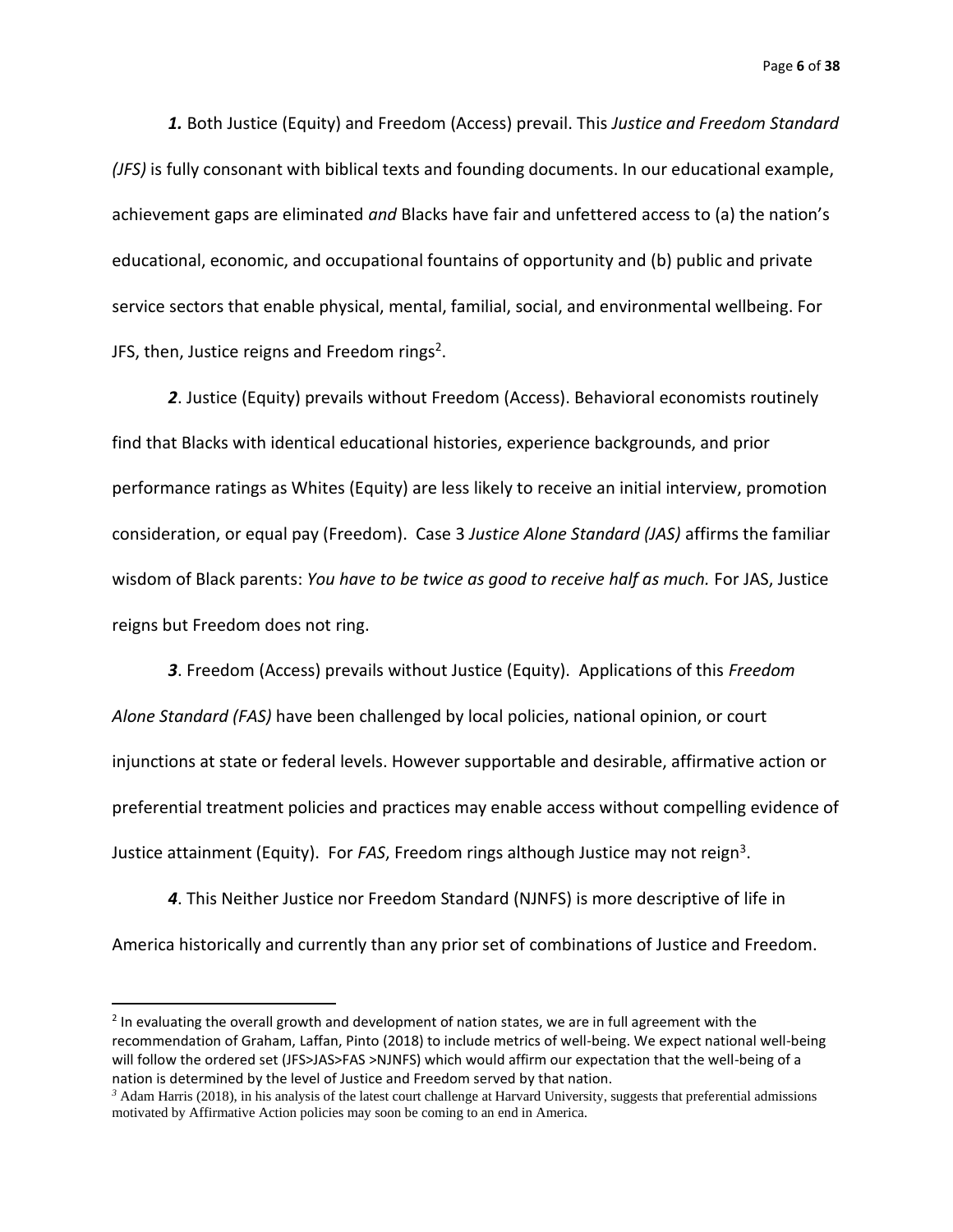***1.*** Both Justice (Equity) and Freedom (Access) prevail. This *Justice and Freedom Standard (JFS)* is fully consonant with biblical texts and founding documents. In our educational example, achievement gaps are eliminated *and* Blacks have fair and unfettered access to (a) the nation's educational, economic, and occupational fountains of opportunity and (b) public and private service sectors that enable physical, mental, familial, social, and environmental wellbeing. For JFS, then, Justice reigns and Freedom rings[2].

***2***. Justice (Equity) prevails without Freedom (Access). Behavioral economists routinely find that Blacks with identical educational histories, experience backgrounds, and prior performance ratings as Whites (Equity) are less likely to receive an initial interview, promotion consideration, or equal pay (Freedom). Case 3 *Justice Alone Standard (JAS)* affirms the familiar wisdom of Black parents: *You have to be twice as good to receive half as much.* For JAS, Justice reigns but Freedom does not ring.

***3***. Freedom (Access) prevails without Justice (Equity). Applications of this *Freedom Alone Standard (FAS)* have been challenged by local policies, national opinion, or court injunctions at state or federal levels. However supportable and desirable, affirmative action or preferential treatment policies and practices may enable access without compelling evidence of Justice attainment (Equity). For *FAS*, Freedom rings although Justice may not reign[3].

***4***. This Neither Justice nor Freedom Standard (NJNFS) is more descriptive of life in America historically and currently than any prior set of combinations of Justice and Freedom.

---

[2] In evaluating the overall growth and development of nation states, we are in full agreement with the recommendation of Graham, Laffan, Pinto (2018) to include metrics of well-being. We expect national well-being will follow the ordered set (JFS>JAS>FAS >NJNFS) which would affirm our expectation that the well-being of a nation is determined by the level of Justice and Freedom served by that nation.

[3] Adam Harris (2018), in his analysis of the latest court challenge at Harvard University, suggests that preferential admissions motivated by Affirmative Action policies may soon be coming to an end in America.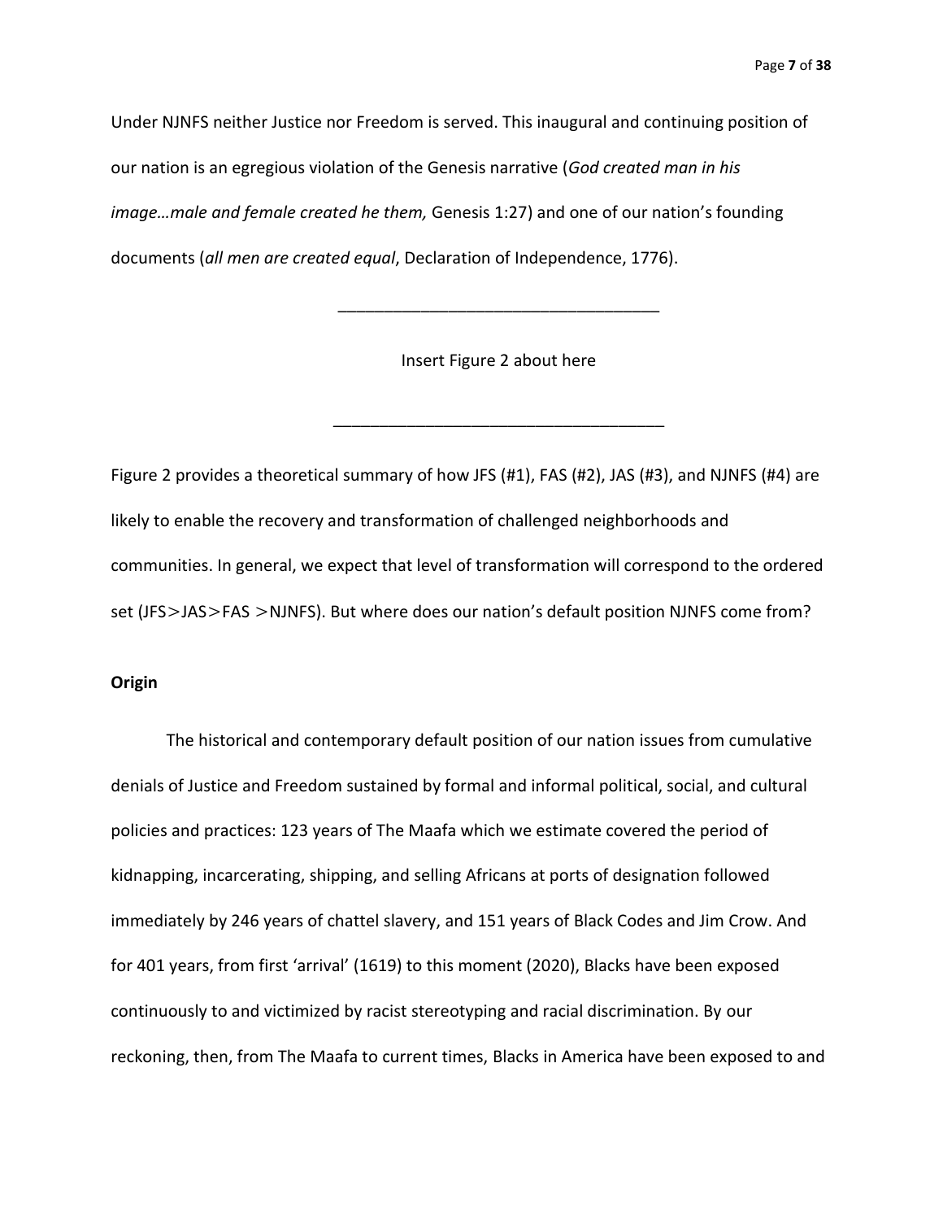Under NJNFS neither Justice nor Freedom is served. This inaugural and continuing position of our nation is an egregious violation of the Genesis narrative (*God created man in his image…male and female created he them,* Genesis 1:27) and one of our nation's founding documents (*all men are created equal*, Declaration of Independence, 1776).

\_\_\_\_\_\_\_\_\_\_\_\_\_\_\_\_\_\_\_\_\_\_\_\_\_\_\_\_\_\_\_\_\_\_\_\_

Insert Figure 2 about here

\_\_\_\_\_\_\_\_\_\_\_\_\_\_\_\_\_\_\_\_\_\_\_\_\_\_\_\_\_\_\_\_\_\_\_\_

Figure 2 provides a theoretical summary of how JFS (#1), FAS (#2), JAS (#3), and NJNFS (#4) are likely to enable the recovery and transformation of challenged neighborhoods and communities. In general, we expect that level of transformation will correspond to the ordered set (JFS>JAS>FAS >NJNFS). But where does our nation's default position NJNFS come from?

**Origin**

The historical and contemporary default position of our nation issues from cumulative denials of Justice and Freedom sustained by formal and informal political, social, and cultural policies and practices: 123 years of The Maafa which we estimate covered the period of kidnapping, incarcerating, shipping, and selling Africans at ports of designation followed immediately by 246 years of chattel slavery, and 151 years of Black Codes and Jim Crow. And for 401 years, from first 'arrival' (1619) to this moment (2020), Blacks have been exposed continuously to and victimized by racist stereotyping and racial discrimination. By our reckoning, then, from The Maafa to current times, Blacks in America have been exposed to and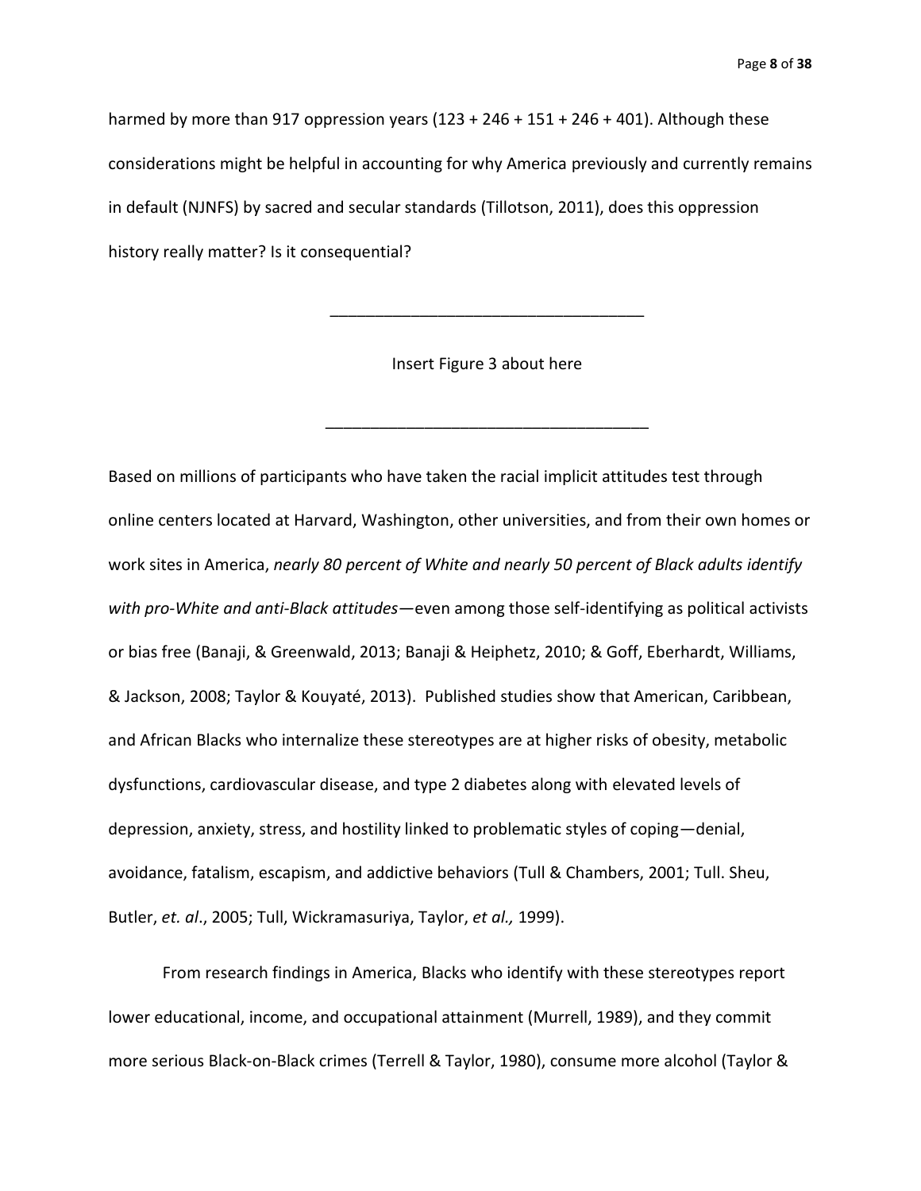harmed by more than 917 oppression years (123 + 246 + 151 + 246 + 401). Although these considerations might be helpful in accounting for why America previously and currently remains in default (NJNFS) by sacred and secular standards (Tillotson, 2011), does this oppression history really matter? Is it consequential?

___________________________________

Insert Figure 3 about here

___________________________________

Based on millions of participants who have taken the racial implicit attitudes test through online centers located at Harvard, Washington, other universities, and from their own homes or work sites in America, *nearly 80 percent of White and nearly 50 percent of Black adults identify with pro-White and anti-Black attitudes*—even among those self-identifying as political activists or bias free (Banaji, & Greenwald, 2013; Banaji & Heiphetz, 2010; & Goff, Eberhardt, Williams, & Jackson, 2008; Taylor & Kouyaté, 2013). Published studies show that American, Caribbean, and African Blacks who internalize these stereotypes are at higher risks of obesity, metabolic dysfunctions, cardiovascular disease, and type 2 diabetes along with elevated levels of depression, anxiety, stress, and hostility linked to problematic styles of coping—denial, avoidance, fatalism, escapism, and addictive behaviors (Tull & Chambers, 2001; Tull. Sheu, Butler, *et. al*., 2005; Tull, Wickramasuriya, Taylor, *et al.,* 1999).

From research findings in America, Blacks who identify with these stereotypes report lower educational, income, and occupational attainment (Murrell, 1989), and they commit more serious Black-on-Black crimes (Terrell & Taylor, 1980), consume more alcohol (Taylor &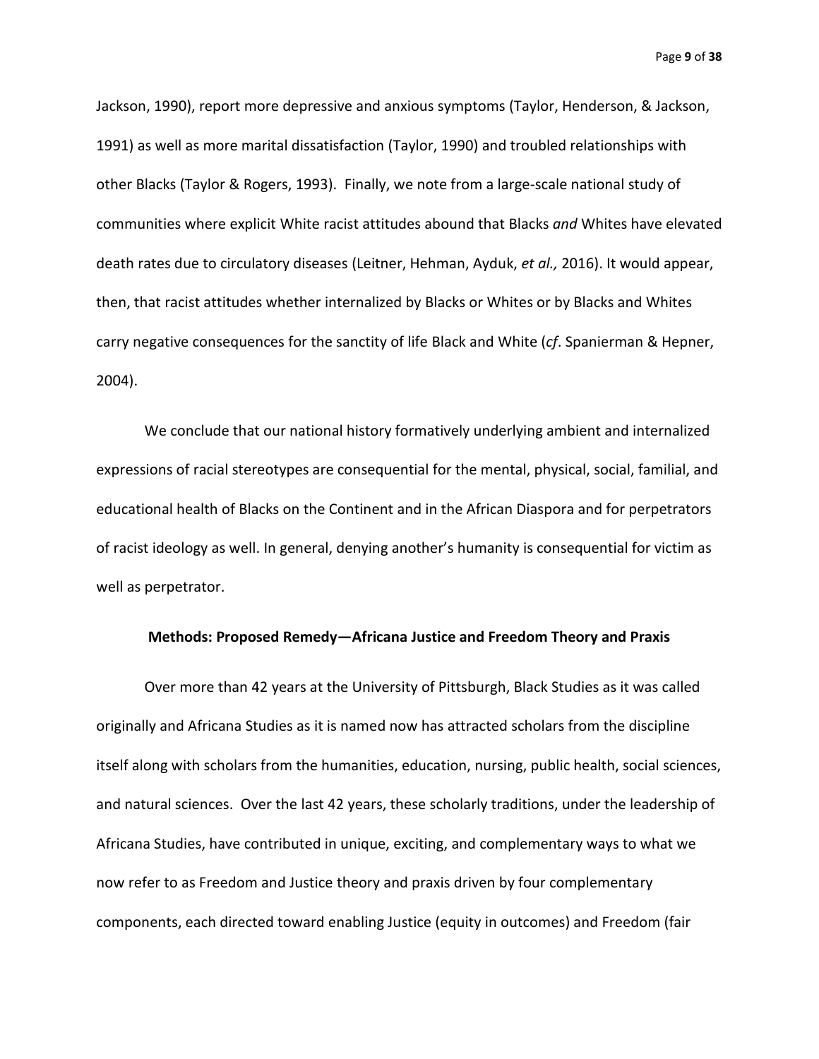Jackson, 1990), report more depressive and anxious symptoms (Taylor, Henderson, & Jackson, 1991) as well as more marital dissatisfaction (Taylor, 1990) and troubled relationships with other Blacks (Taylor & Rogers, 1993). Finally, we note from a large-scale national study of communities where explicit White racist attitudes abound that Blacks *and* Whites have elevated death rates due to circulatory diseases (Leitner, Hehman, Ayduk, *et al.,* 2016). It would appear, then, that racist attitudes whether internalized by Blacks or Whites or by Blacks and Whites carry negative consequences for the sanctity of life Black and White (*cf*. Spanierman & Hepner, 2004).

We conclude that our national history formatively underlying ambient and internalized expressions of racial stereotypes are consequential for the mental, physical, social, familial, and educational health of Blacks on the Continent and in the African Diaspora and for perpetrators of racist ideology as well. In general, denying another's humanity is consequential for victim as well as perpetrator.

## Methods: Proposed Remedy—Africana Justice and Freedom Theory and Praxis

Over more than 42 years at the University of Pittsburgh, Black Studies as it was called originally and Africana Studies as it is named now has attracted scholars from the discipline itself along with scholars from the humanities, education, nursing, public health, social sciences, and natural sciences. Over the last 42 years, these scholarly traditions, under the leadership of Africana Studies, have contributed in unique, exciting, and complementary ways to what we now refer to as Freedom and Justice theory and praxis driven by four complementary components, each directed toward enabling Justice (equity in outcomes) and Freedom (fair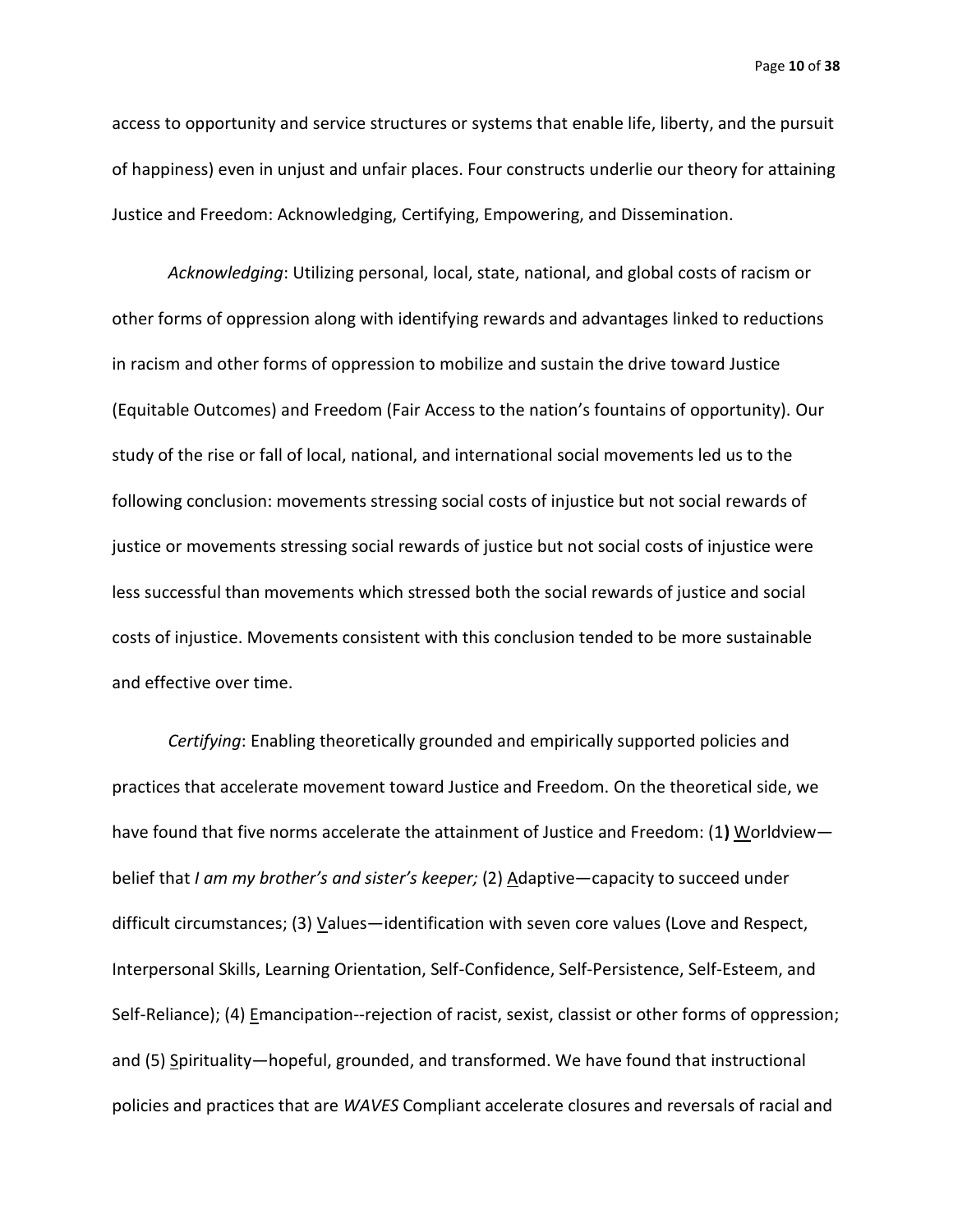access to opportunity and service structures or systems that enable life, liberty, and the pursuit of happiness) even in unjust and unfair places. Four constructs underlie our theory for attaining Justice and Freedom: Acknowledging, Certifying, Empowering, and Dissemination.

*Acknowledging*: Utilizing personal, local, state, national, and global costs of racism or other forms of oppression along with identifying rewards and advantages linked to reductions in racism and other forms of oppression to mobilize and sustain the drive toward Justice (Equitable Outcomes) and Freedom (Fair Access to the nation's fountains of opportunity). Our study of the rise or fall of local, national, and international social movements led us to the following conclusion: movements stressing social costs of injustice but not social rewards of justice or movements stressing social rewards of justice but not social costs of injustice were less successful than movements which stressed both the social rewards of justice and social costs of injustice. Movements consistent with this conclusion tended to be more sustainable and effective over time.

*Certifying*: Enabling theoretically grounded and empirically supported policies and practices that accelerate movement toward Justice and Freedom. On the theoretical side, we have found that five norms accelerate the attainment of Justice and Freedom: (1**)** <u>W</u>orldview—belief that *I am my brother's and sister's keeper;* (2) <u>A</u>daptive—capacity to succeed under difficult circumstances; (3) <u>V</u>alues—identification with seven core values (Love and Respect, Interpersonal Skills, Learning Orientation, Self-Confidence, Self-Persistence, Self-Esteem, and Self-Reliance); (4) <u>E</u>mancipation--rejection of racist, sexist, classist or other forms of oppression; and (5) <u>S</u>pirituality—hopeful, grounded, and transformed. We have found that instructional policies and practices that are *WAVES* Compliant accelerate closures and reversals of racial and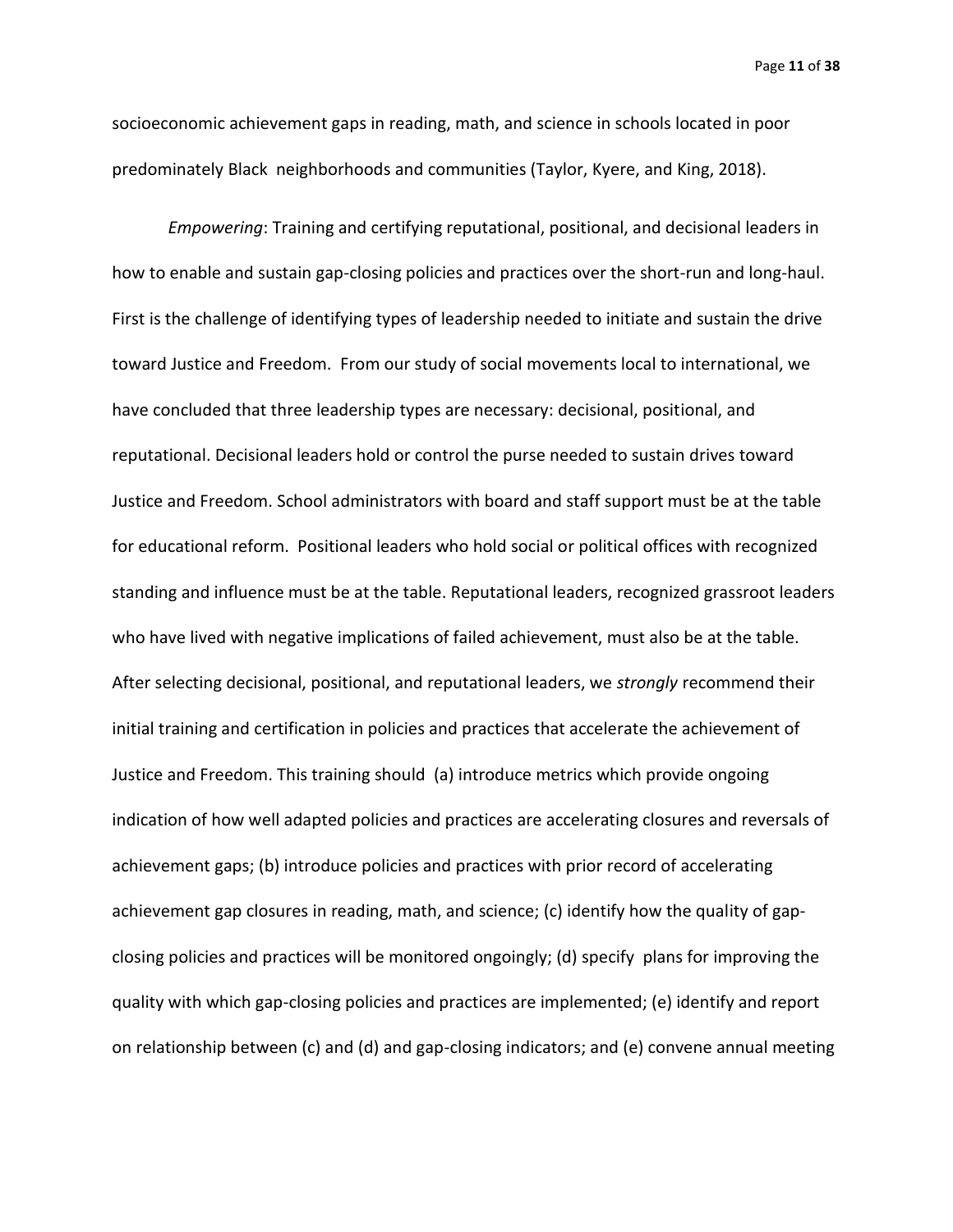socioeconomic achievement gaps in reading, math, and science in schools located in poor predominately Black neighborhoods and communities (Taylor, Kyere, and King, 2018).

*Empowering*: Training and certifying reputational, positional, and decisional leaders in how to enable and sustain gap-closing policies and practices over the short-run and long-haul. First is the challenge of identifying types of leadership needed to initiate and sustain the drive toward Justice and Freedom. From our study of social movements local to international, we have concluded that three leadership types are necessary: decisional, positional, and reputational. Decisional leaders hold or control the purse needed to sustain drives toward Justice and Freedom. School administrators with board and staff support must be at the table for educational reform. Positional leaders who hold social or political offices with recognized standing and influence must be at the table. Reputational leaders, recognized grassroot leaders who have lived with negative implications of failed achievement, must also be at the table. After selecting decisional, positional, and reputational leaders, we *strongly* recommend their initial training and certification in policies and practices that accelerate the achievement of Justice and Freedom. This training should (a) introduce metrics which provide ongoing indication of how well adapted policies and practices are accelerating closures and reversals of achievement gaps; (b) introduce policies and practices with prior record of accelerating achievement gap closures in reading, math, and science; (c) identify how the quality of gap-closing policies and practices will be monitored ongoingly; (d) specify plans for improving the quality with which gap-closing policies and practices are implemented; (e) identify and report on relationship between (c) and (d) and gap-closing indicators; and (e) convene annual meeting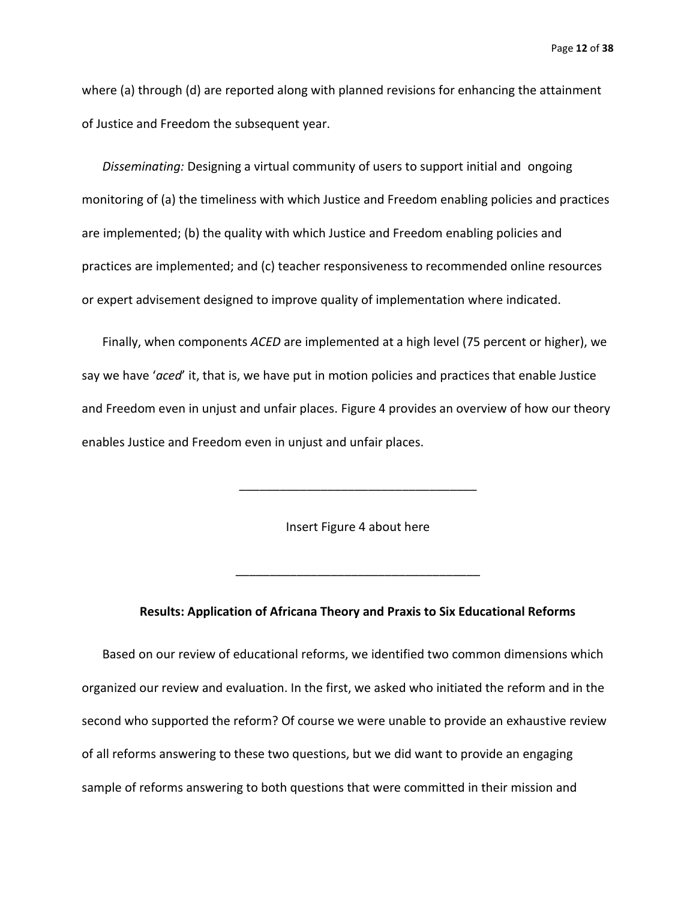where (a) through (d) are reported along with planned revisions for enhancing the attainment of Justice and Freedom the subsequent year.

*Disseminating:* Designing a virtual community of users to support initial and ongoing monitoring of (a) the timeliness with which Justice and Freedom enabling policies and practices are implemented; (b) the quality with which Justice and Freedom enabling policies and practices are implemented; and (c) teacher responsiveness to recommended online resources or expert advisement designed to improve quality of implementation where indicated.

Finally, when components *ACED* are implemented at a high level (75 percent or higher), we say we have '*aced*' it, that is, we have put in motion policies and practices that enable Justice and Freedom even in unjust and unfair places. Figure 4 provides an overview of how our theory enables Justice and Freedom even in unjust and unfair places.

___________________________________

Insert Figure 4 about here

___________________________________

**Results: Application of Africana Theory and Praxis to Six Educational Reforms**

Based on our review of educational reforms, we identified two common dimensions which organized our review and evaluation. In the first, we asked who initiated the reform and in the second who supported the reform? Of course we were unable to provide an exhaustive review of all reforms answering to these two questions, but we did want to provide an engaging sample of reforms answering to both questions that were committed in their mission and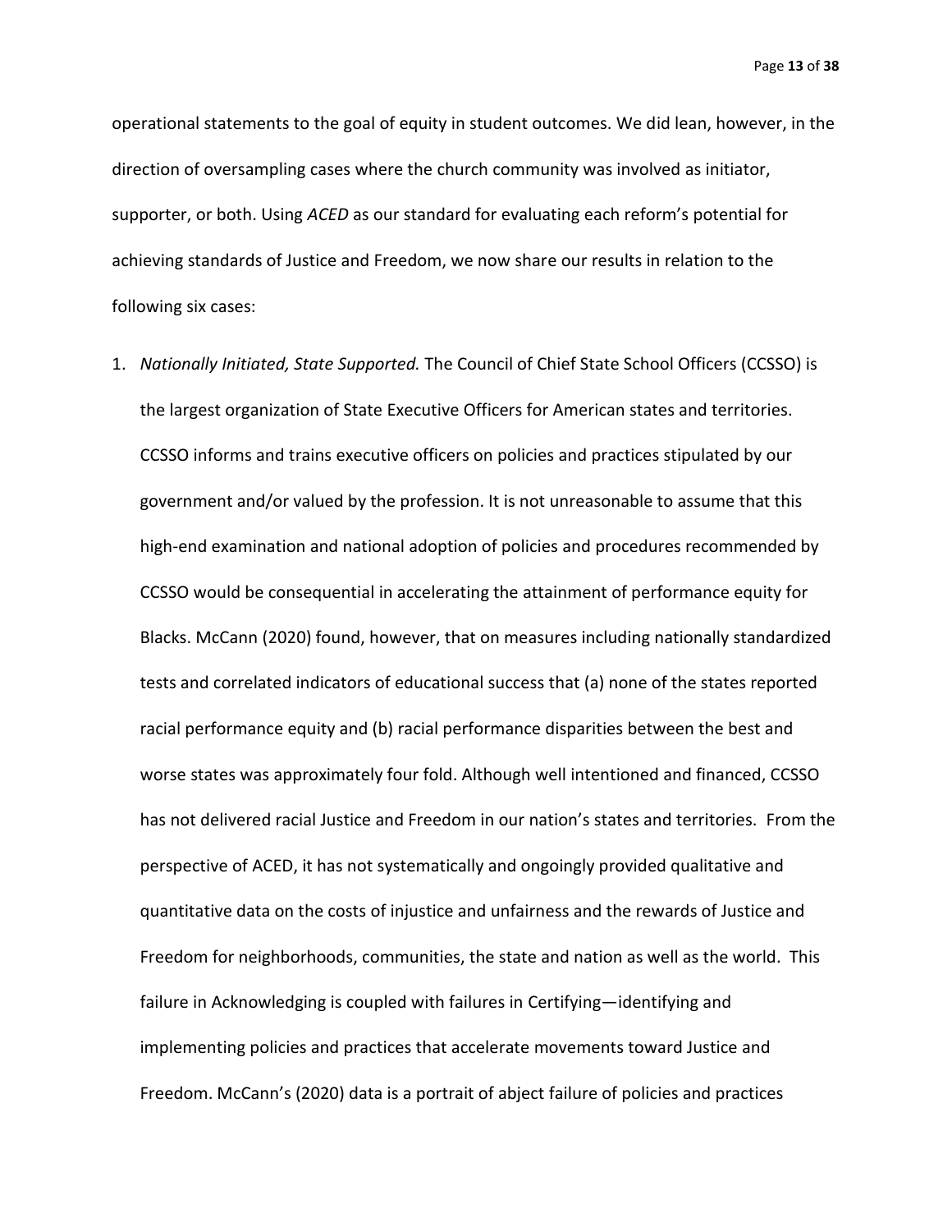operational statements to the goal of equity in student outcomes. We did lean, however, in the direction of oversampling cases where the church community was involved as initiator, supporter, or both. Using *ACED* as our standard for evaluating each reform's potential for achieving standards of Justice and Freedom, we now share our results in relation to the following six cases:

1. *Nationally Initiated, State Supported.* The Council of Chief State School Officers (CCSSO) is the largest organization of State Executive Officers for American states and territories. CCSSO informs and trains executive officers on policies and practices stipulated by our government and/or valued by the profession. It is not unreasonable to assume that this high-end examination and national adoption of policies and procedures recommended by CCSSO would be consequential in accelerating the attainment of performance equity for Blacks. McCann (2020) found, however, that on measures including nationally standardized tests and correlated indicators of educational success that (a) none of the states reported racial performance equity and (b) racial performance disparities between the best and worse states was approximately four fold. Although well intentioned and financed, CCSSO has not delivered racial Justice and Freedom in our nation's states and territories. From the perspective of ACED, it has not systematically and ongoingly provided qualitative and quantitative data on the costs of injustice and unfairness and the rewards of Justice and Freedom for neighborhoods, communities, the state and nation as well as the world. This failure in Acknowledging is coupled with failures in Certifying—identifying and implementing policies and practices that accelerate movements toward Justice and Freedom. McCann's (2020) data is a portrait of abject failure of policies and practices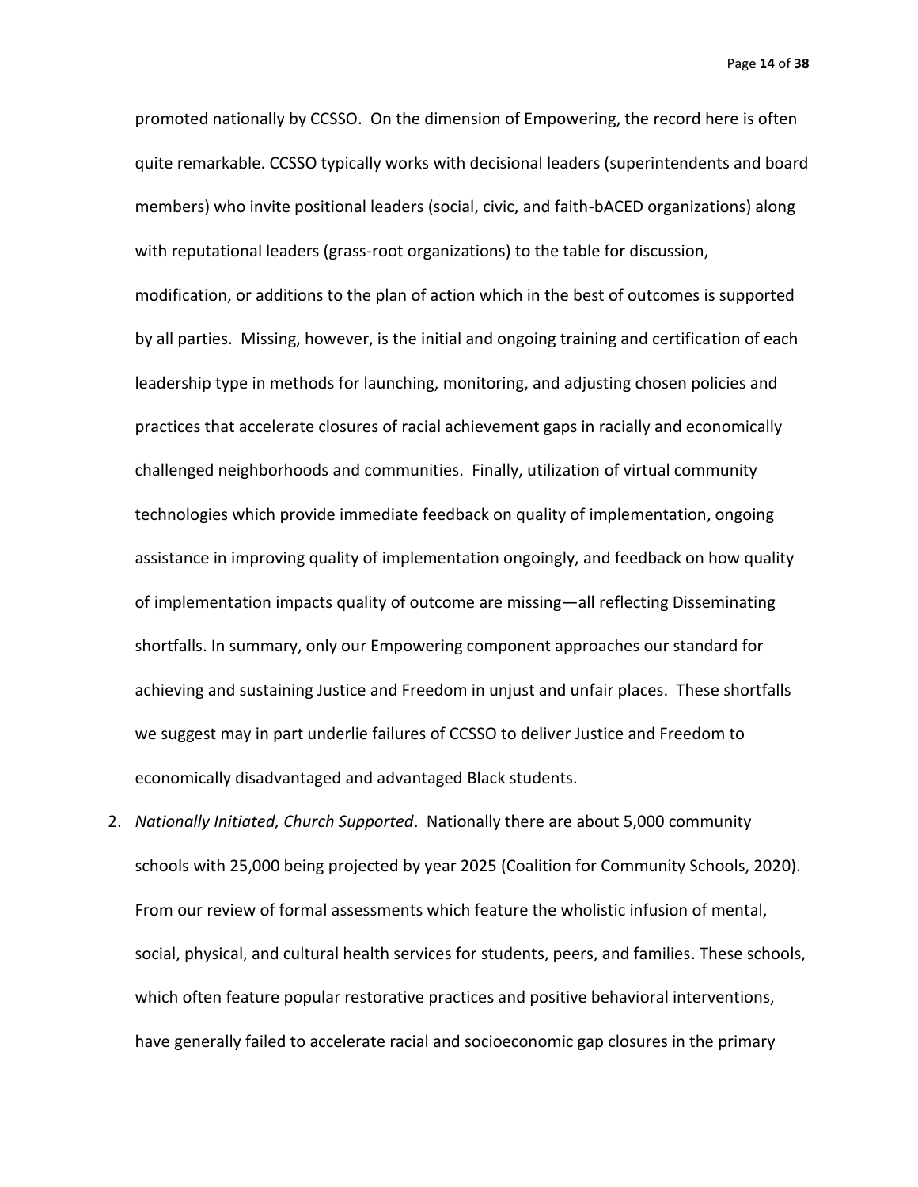promoted nationally by CCSSO. On the dimension of Empowering, the record here is often quite remarkable. CCSSO typically works with decisional leaders (superintendents and board members) who invite positional leaders (social, civic, and faith-bACED organizations) along with reputational leaders (grass-root organizations) to the table for discussion, modification, or additions to the plan of action which in the best of outcomes is supported by all parties. Missing, however, is the initial and ongoing training and certification of each leadership type in methods for launching, monitoring, and adjusting chosen policies and practices that accelerate closures of racial achievement gaps in racially and economically challenged neighborhoods and communities. Finally, utilization of virtual community technologies which provide immediate feedback on quality of implementation, ongoing assistance in improving quality of implementation ongoingly, and feedback on how quality of implementation impacts quality of outcome are missing—all reflecting Disseminating shortfalls. In summary, only our Empowering component approaches our standard for achieving and sustaining Justice and Freedom in unjust and unfair places. These shortfalls we suggest may in part underlie failures of CCSSO to deliver Justice and Freedom to economically disadvantaged and advantaged Black students.

2. *Nationally Initiated, Church Supported*. Nationally there are about 5,000 community schools with 25,000 being projected by year 2025 (Coalition for Community Schools, 2020). From our review of formal assessments which feature the wholistic infusion of mental, social, physical, and cultural health services for students, peers, and families. These schools, which often feature popular restorative practices and positive behavioral interventions, have generally failed to accelerate racial and socioeconomic gap closures in the primary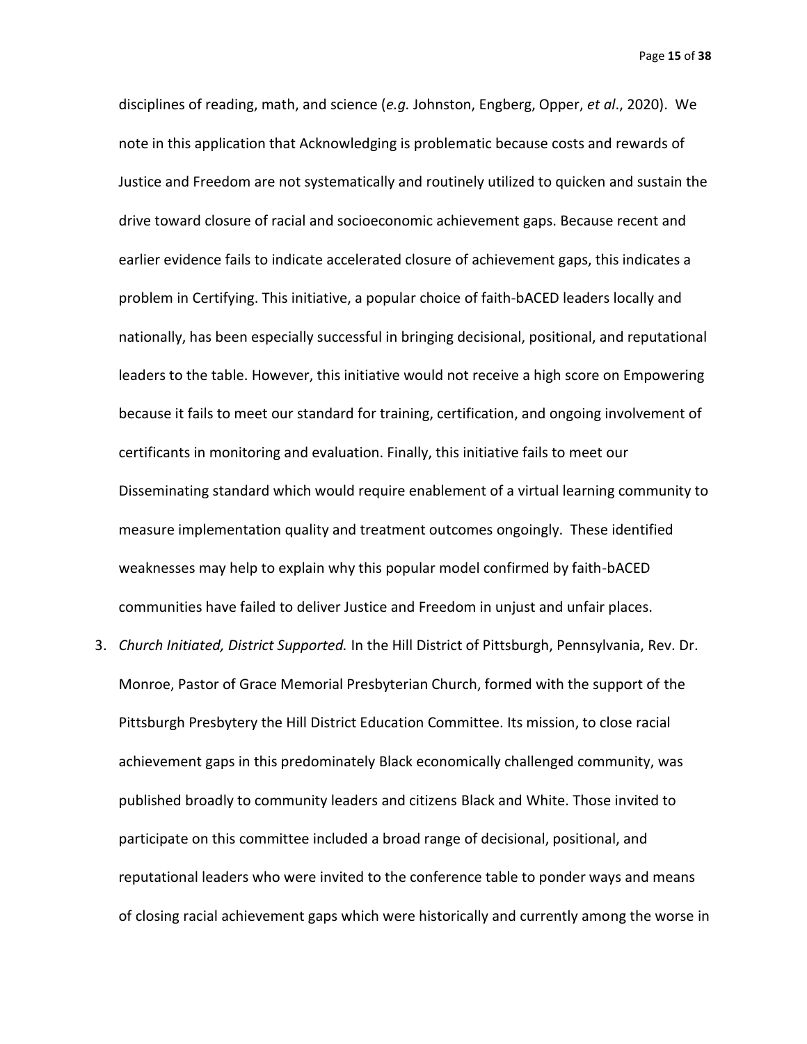disciplines of reading, math, and science (*e.g.* Johnston, Engberg, Opper, *et al*., 2020). We note in this application that Acknowledging is problematic because costs and rewards of Justice and Freedom are not systematically and routinely utilized to quicken and sustain the drive toward closure of racial and socioeconomic achievement gaps. Because recent and earlier evidence fails to indicate accelerated closure of achievement gaps, this indicates a problem in Certifying. This initiative, a popular choice of faith-bACED leaders locally and nationally, has been especially successful in bringing decisional, positional, and reputational leaders to the table. However, this initiative would not receive a high score on Empowering because it fails to meet our standard for training, certification, and ongoing involvement of certificants in monitoring and evaluation. Finally, this initiative fails to meet our Disseminating standard which would require enablement of a virtual learning community to measure implementation quality and treatment outcomes ongoingly. These identified weaknesses may help to explain why this popular model confirmed by faith-bACED communities have failed to deliver Justice and Freedom in unjust and unfair places.

3. *Church Initiated, District Supported.* In the Hill District of Pittsburgh, Pennsylvania, Rev. Dr. Monroe, Pastor of Grace Memorial Presbyterian Church, formed with the support of the Pittsburgh Presbytery the Hill District Education Committee. Its mission, to close racial achievement gaps in this predominately Black economically challenged community, was published broadly to community leaders and citizens Black and White. Those invited to participate on this committee included a broad range of decisional, positional, and reputational leaders who were invited to the conference table to ponder ways and means of closing racial achievement gaps which were historically and currently among the worse in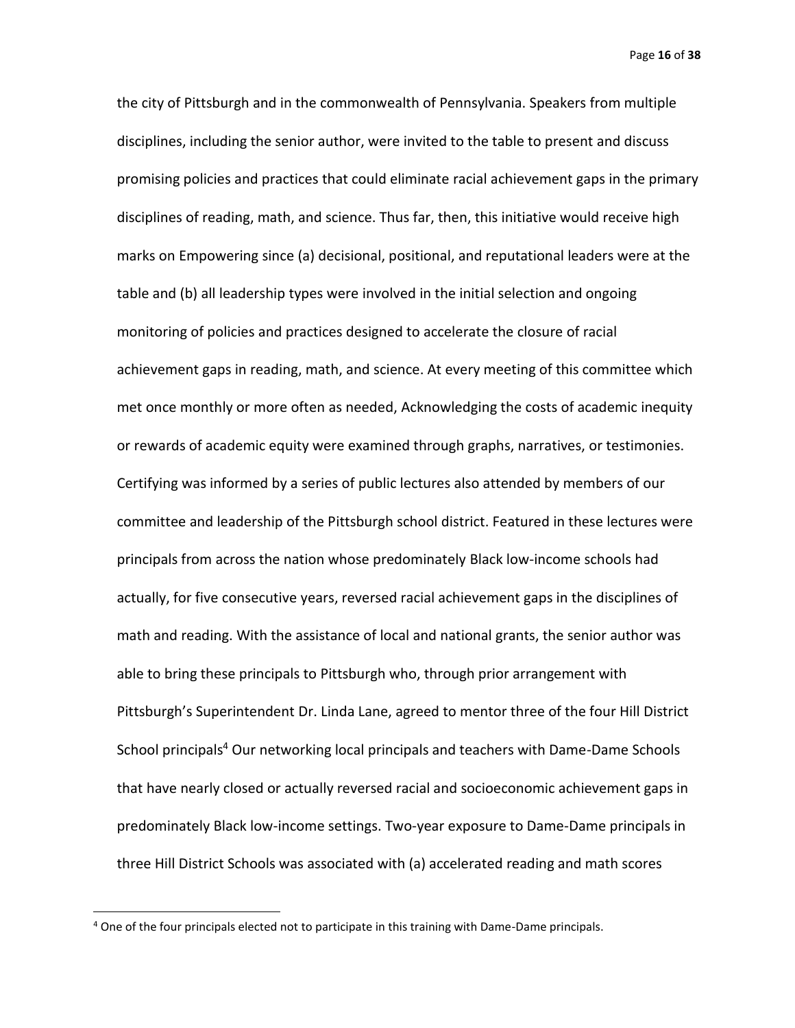the city of Pittsburgh and in the commonwealth of Pennsylvania. Speakers from multiple disciplines, including the senior author, were invited to the table to present and discuss promising policies and practices that could eliminate racial achievement gaps in the primary disciplines of reading, math, and science. Thus far, then, this initiative would receive high marks on Empowering since (a) decisional, positional, and reputational leaders were at the table and (b) all leadership types were involved in the initial selection and ongoing monitoring of policies and practices designed to accelerate the closure of racial achievement gaps in reading, math, and science. At every meeting of this committee which met once monthly or more often as needed, Acknowledging the costs of academic inequity or rewards of academic equity were examined through graphs, narratives, or testimonies. Certifying was informed by a series of public lectures also attended by members of our committee and leadership of the Pittsburgh school district. Featured in these lectures were principals from across the nation whose predominately Black low-income schools had actually, for five consecutive years, reversed racial achievement gaps in the disciplines of math and reading. With the assistance of local and national grants, the senior author was able to bring these principals to Pittsburgh who, through prior arrangement with Pittsburgh's Superintendent Dr. Linda Lane, agreed to mentor three of the four Hill District School principals[4] Our networking local principals and teachers with Dame-Dame Schools that have nearly closed or actually reversed racial and socioeconomic achievement gaps in predominately Black low-income settings. Two-year exposure to Dame-Dame principals in three Hill District Schools was associated with (a) accelerated reading and math scores

[4] One of the four principals elected not to participate in this training with Dame-Dame principals.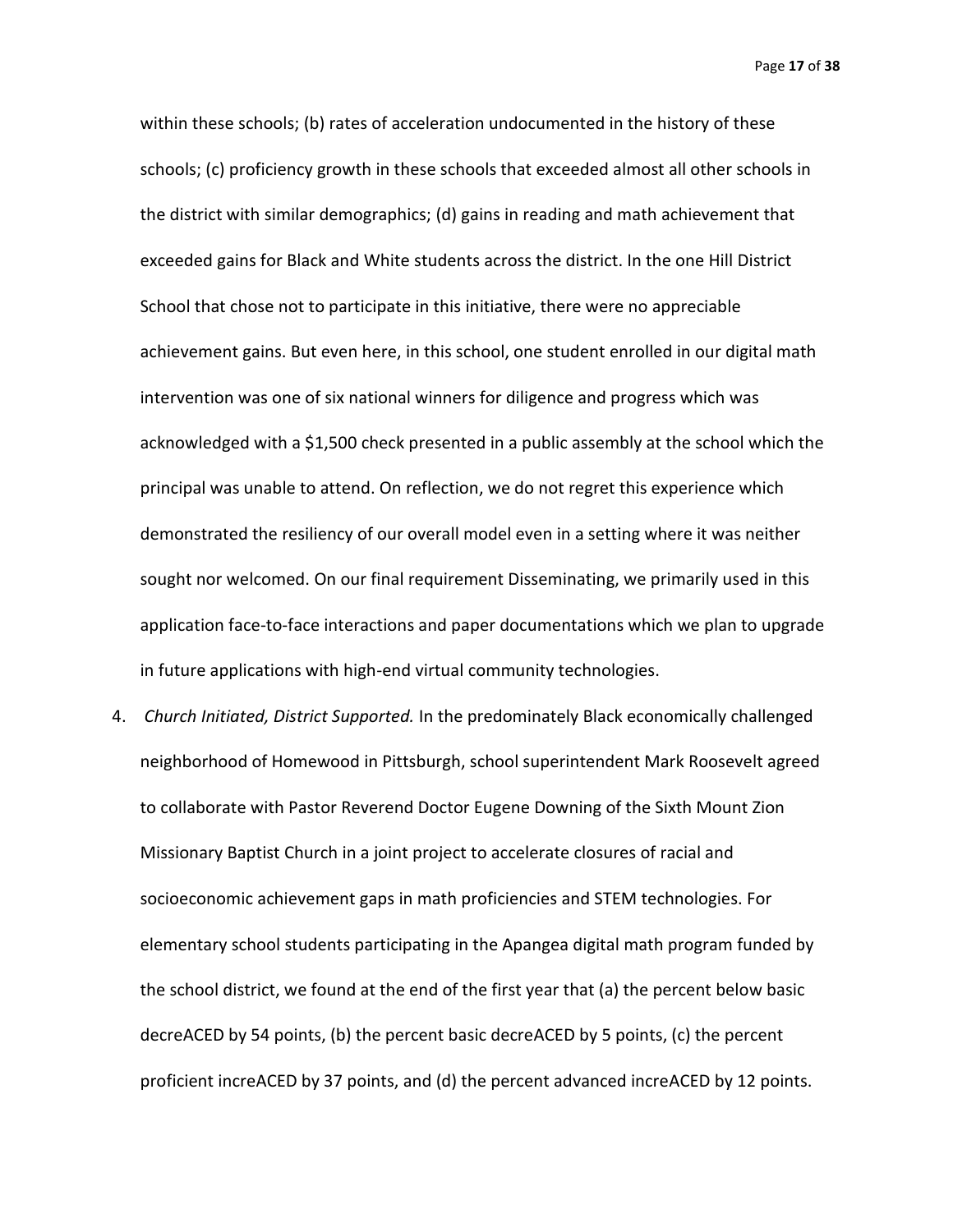within these schools; (b) rates of acceleration undocumented in the history of these schools; (c) proficiency growth in these schools that exceeded almost all other schools in the district with similar demographics; (d) gains in reading and math achievement that exceeded gains for Black and White students across the district. In the one Hill District School that chose not to participate in this initiative, there were no appreciable achievement gains. But even here, in this school, one student enrolled in our digital math intervention was one of six national winners for diligence and progress which was acknowledged with a $1,500 check presented in a public assembly at the school which the principal was unable to attend. On reflection, we do not regret this experience which demonstrated the resiliency of our overall model even in a setting where it was neither sought nor welcomed. On our final requirement Disseminating, we primarily used in this application face-to-face interactions and paper documentations which we plan to upgrade in future applications with high-end virtual community technologies.

4. *Church Initiated, District Supported.* In the predominately Black economically challenged neighborhood of Homewood in Pittsburgh, school superintendent Mark Roosevelt agreed to collaborate with Pastor Reverend Doctor Eugene Downing of the Sixth Mount Zion Missionary Baptist Church in a joint project to accelerate closures of racial and socioeconomic achievement gaps in math proficiencies and STEM technologies. For elementary school students participating in the Apangea digital math program funded by the school district, we found at the end of the first year that (a) the percent below basic decreACED by 54 points, (b) the percent basic decreACED by 5 points, (c) the percent proficient increACED by 37 points, and (d) the percent advanced increACED by 12 points.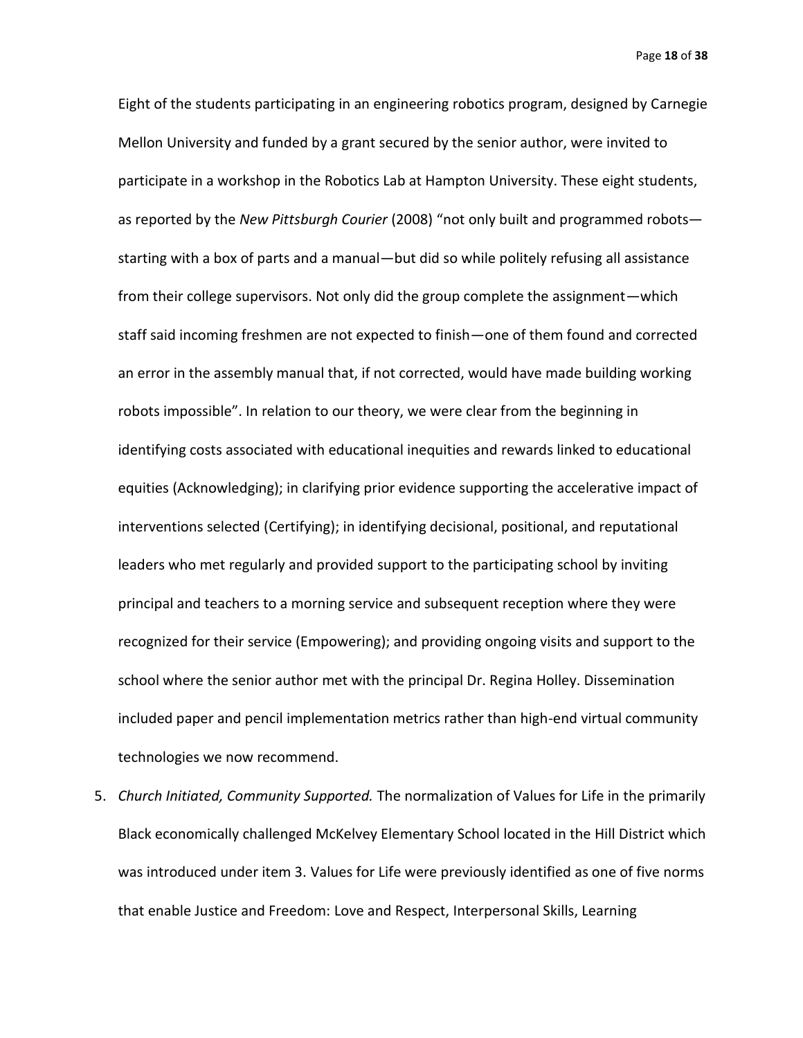Eight of the students participating in an engineering robotics program, designed by Carnegie Mellon University and funded by a grant secured by the senior author, were invited to participate in a workshop in the Robotics Lab at Hampton University. These eight students, as reported by the *New Pittsburgh Courier* (2008) "not only built and programmed robots—starting with a box of parts and a manual—but did so while politely refusing all assistance from their college supervisors. Not only did the group complete the assignment—which staff said incoming freshmen are not expected to finish—one of them found and corrected an error in the assembly manual that, if not corrected, would have made building working robots impossible". In relation to our theory, we were clear from the beginning in identifying costs associated with educational inequities and rewards linked to educational equities (Acknowledging); in clarifying prior evidence supporting the accelerative impact of interventions selected (Certifying); in identifying decisional, positional, and reputational leaders who met regularly and provided support to the participating school by inviting principal and teachers to a morning service and subsequent reception where they were recognized for their service (Empowering); and providing ongoing visits and support to the school where the senior author met with the principal Dr. Regina Holley. Dissemination included paper and pencil implementation metrics rather than high-end virtual community technologies we now recommend.

5. *Church Initiated, Community Supported.* The normalization of Values for Life in the primarily Black economically challenged McKelvey Elementary School located in the Hill District which was introduced under item 3. Values for Life were previously identified as one of five norms that enable Justice and Freedom: Love and Respect, Interpersonal Skills, Learning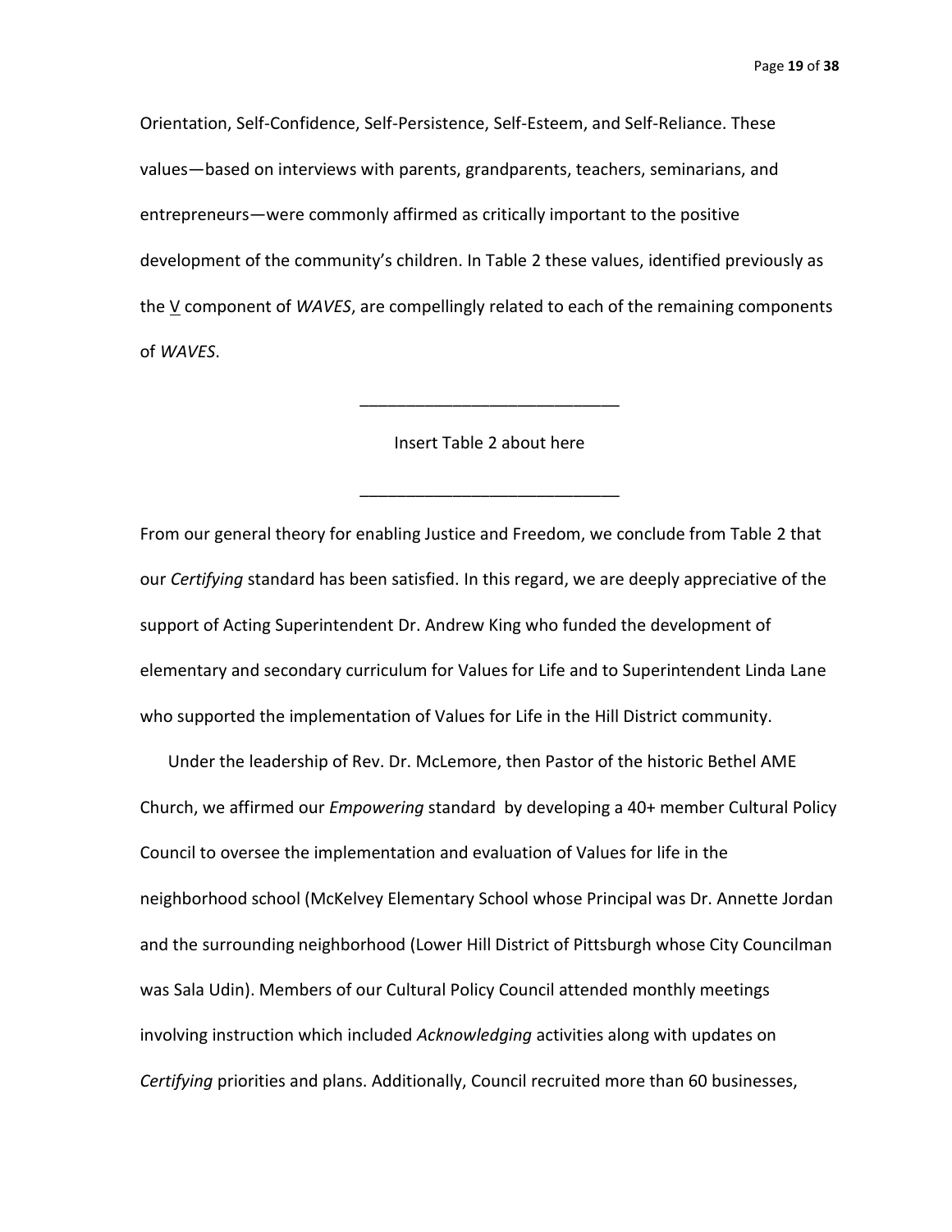Orientation, Self-Confidence, Self-Persistence, Self-Esteem, and Self-Reliance. These values—based on interviews with parents, grandparents, teachers, seminarians, and entrepreneurs—were commonly affirmed as critically important to the positive development of the community's children. In Table 2 these values, identified previously as the V component of *WAVES*, are compellingly related to each of the remaining components of *WAVES*.

\_\_\_\_\_\_\_\_\_\_\_\_\_\_\_\_\_\_\_\_\_\_\_\_\_\_\_\_

Insert Table 2 about here

\_\_\_\_\_\_\_\_\_\_\_\_\_\_\_\_\_\_\_\_\_\_\_\_\_\_\_\_

From our general theory for enabling Justice and Freedom, we conclude from Table 2 that our *Certifying* standard has been satisfied. In this regard, we are deeply appreciative of the support of Acting Superintendent Dr. Andrew King who funded the development of elementary and secondary curriculum for Values for Life and to Superintendent Linda Lane who supported the implementation of Values for Life in the Hill District community.

Under the leadership of Rev. Dr. McLemore, then Pastor of the historic Bethel AME Church, we affirmed our *Empowering* standard by developing a 40+ member Cultural Policy Council to oversee the implementation and evaluation of Values for life in the neighborhood school (McKelvey Elementary School whose Principal was Dr. Annette Jordan and the surrounding neighborhood (Lower Hill District of Pittsburgh whose City Councilman was Sala Udin). Members of our Cultural Policy Council attended monthly meetings involving instruction which included *Acknowledging* activities along with updates on *Certifying* priorities and plans. Additionally, Council recruited more than 60 businesses,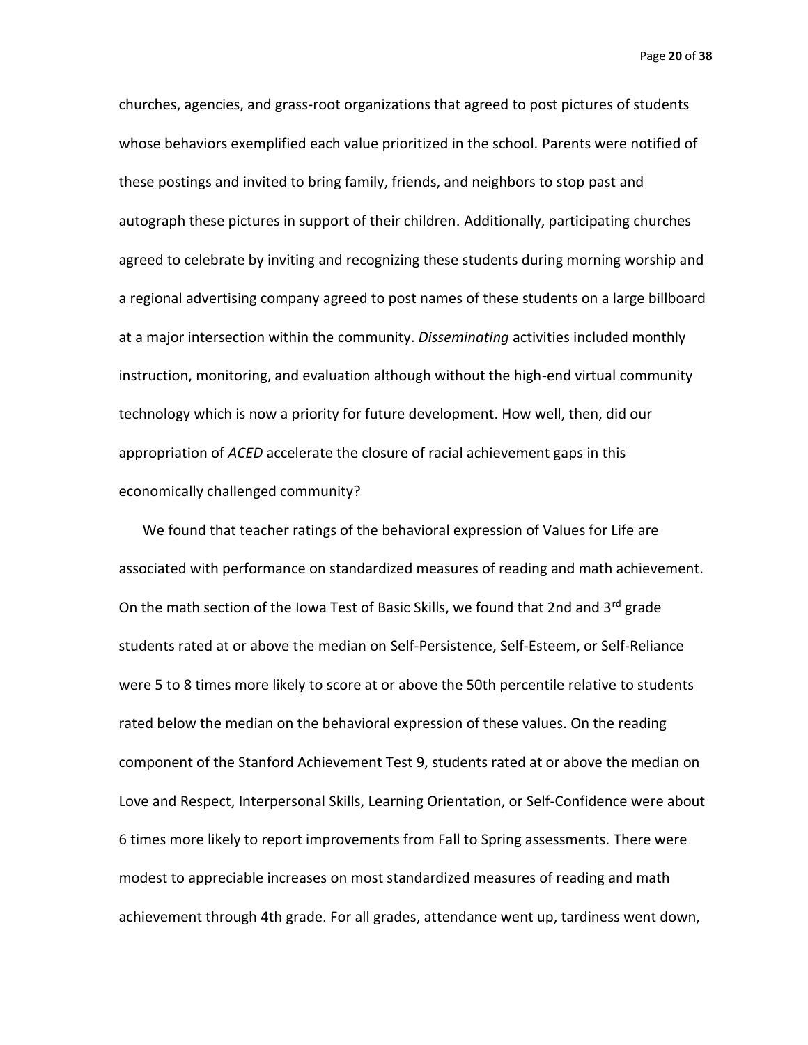churches, agencies, and grass-root organizations that agreed to post pictures of students whose behaviors exemplified each value prioritized in the school. Parents were notified of these postings and invited to bring family, friends, and neighbors to stop past and autograph these pictures in support of their children. Additionally, participating churches agreed to celebrate by inviting and recognizing these students during morning worship and a regional advertising company agreed to post names of these students on a large billboard at a major intersection within the community. *Disseminating* activities included monthly instruction, monitoring, and evaluation although without the high-end virtual community technology which is now a priority for future development. How well, then, did our appropriation of *ACED* accelerate the closure of racial achievement gaps in this economically challenged community?

We found that teacher ratings of the behavioral expression of Values for Life are associated with performance on standardized measures of reading and math achievement. On the math section of the Iowa Test of Basic Skills, we found that 2nd and 3rd grade students rated at or above the median on Self-Persistence, Self-Esteem, or Self-Reliance were 5 to 8 times more likely to score at or above the 50th percentile relative to students rated below the median on the behavioral expression of these values. On the reading component of the Stanford Achievement Test 9, students rated at or above the median on Love and Respect, Interpersonal Skills, Learning Orientation, or Self-Confidence were about 6 times more likely to report improvements from Fall to Spring assessments. There were modest to appreciable increases on most standardized measures of reading and math achievement through 4th grade. For all grades, attendance went up, tardiness went down,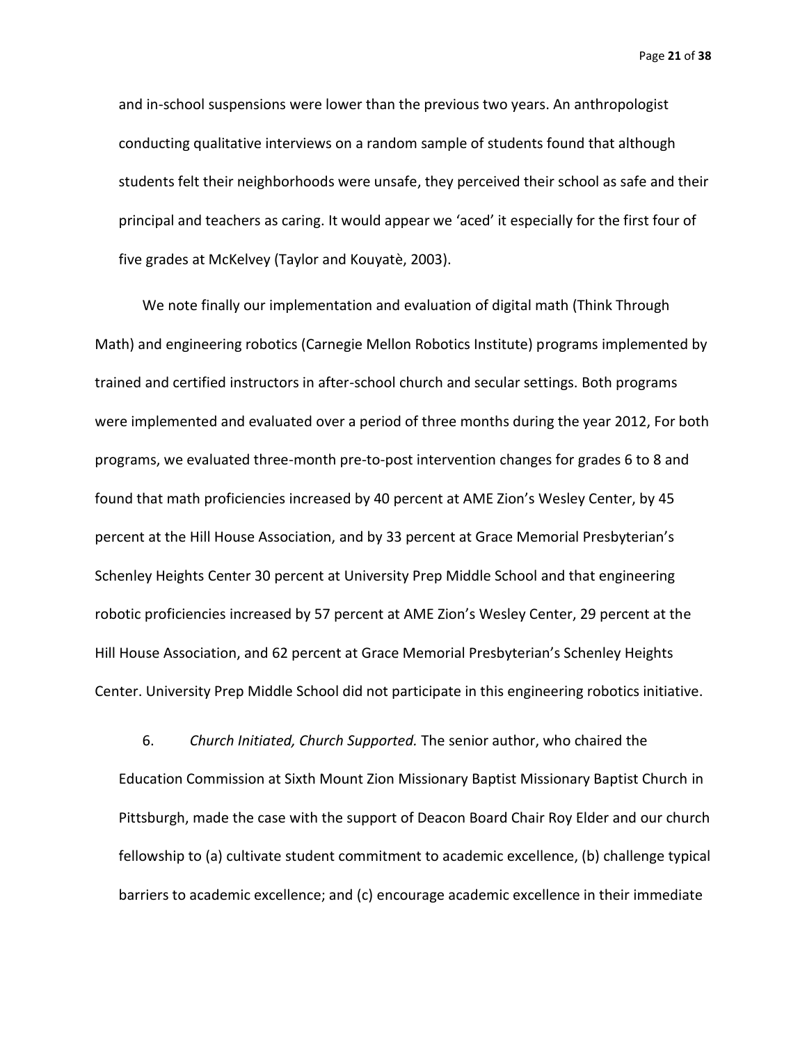and in-school suspensions were lower than the previous two years. An anthropologist conducting qualitative interviews on a random sample of students found that although students felt their neighborhoods were unsafe, they perceived their school as safe and their principal and teachers as caring. It would appear we 'aced' it especially for the first four of five grades at McKelvey (Taylor and Kouyatè, 2003).

We note finally our implementation and evaluation of digital math (Think Through Math) and engineering robotics (Carnegie Mellon Robotics Institute) programs implemented by trained and certified instructors in after-school church and secular settings. Both programs were implemented and evaluated over a period of three months during the year 2012, For both programs, we evaluated three-month pre-to-post intervention changes for grades 6 to 8 and found that math proficiencies increased by 40 percent at AME Zion's Wesley Center, by 45 percent at the Hill House Association, and by 33 percent at Grace Memorial Presbyterian's Schenley Heights Center 30 percent at University Prep Middle School and that engineering robotic proficiencies increased by 57 percent at AME Zion's Wesley Center, 29 percent at the Hill House Association, and 62 percent at Grace Memorial Presbyterian's Schenley Heights Center. University Prep Middle School did not participate in this engineering robotics initiative.

6. *Church Initiated, Church Supported.* The senior author, who chaired the Education Commission at Sixth Mount Zion Missionary Baptist Missionary Baptist Church in Pittsburgh, made the case with the support of Deacon Board Chair Roy Elder and our church fellowship to (a) cultivate student commitment to academic excellence, (b) challenge typical barriers to academic excellence; and (c) encourage academic excellence in their immediate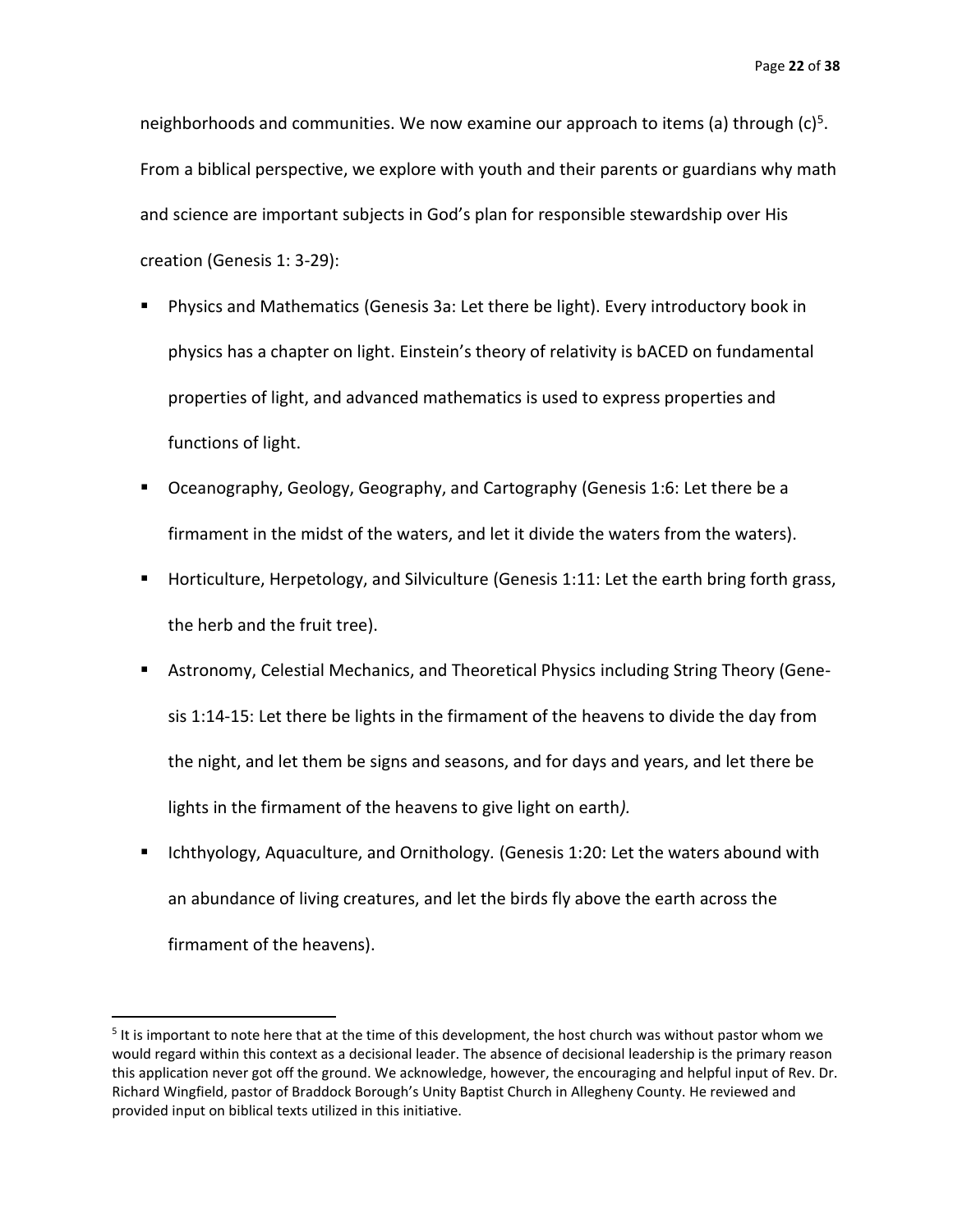neighborhoods and communities. We now examine our approach to items (a) through (c)[5]. From a biblical perspective, we explore with youth and their parents or guardians why math and science are important subjects in God's plan for responsible stewardship over His creation (Genesis 1: 3-29):

- Physics and Mathematics (Genesis 3a: Let there be light). Every introductory book in physics has a chapter on light. Einstein's theory of relativity is bACED on fundamental properties of light, and advanced mathematics is used to express properties and functions of light.
- Oceanography, Geology, Geography, and Cartography (Genesis 1:6: Let there be a firmament in the midst of the waters, and let it divide the waters from the waters).
- Horticulture, Herpetology, and Silviculture (Genesis 1:11: Let the earth bring forth grass, the herb and the fruit tree).
- Astronomy, Celestial Mechanics, and Theoretical Physics including String Theory (Genesis 1:14-15: Let there be lights in the firmament of the heavens to divide the day from the night, and let them be signs and seasons, and for days and years, and let there be lights in the firmament of the heavens to give light on earth*).*
- Ichthyology, Aquaculture, and Ornithology*.* (Genesis 1:20: Let the waters abound with an abundance of living creatures, and let the birds fly above the earth across the firmament of the heavens).

[5] It is important to note here that at the time of this development, the host church was without pastor whom we would regard within this context as a decisional leader. The absence of decisional leadership is the primary reason this application never got off the ground. We acknowledge, however, the encouraging and helpful input of Rev. Dr. Richard Wingfield, pastor of Braddock Borough's Unity Baptist Church in Allegheny County. He reviewed and provided input on biblical texts utilized in this initiative.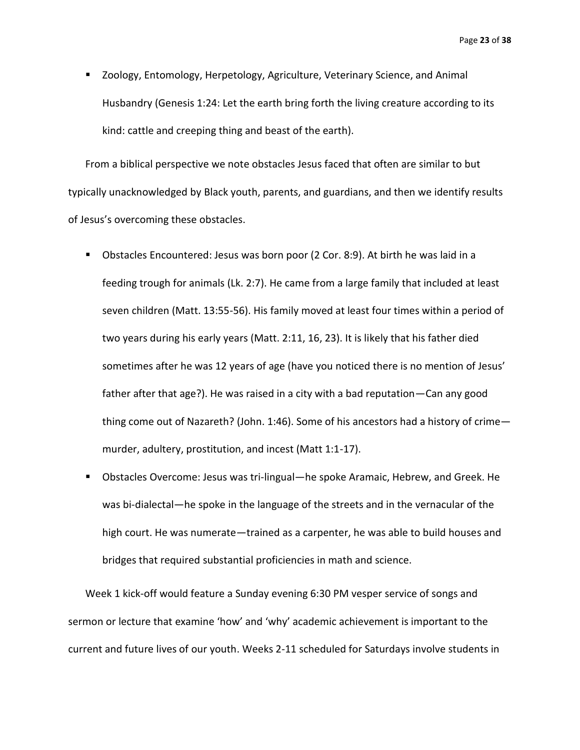- Zoology, Entomology, Herpetology, Agriculture, Veterinary Science, and Animal Husbandry (Genesis 1:24: Let the earth bring forth the living creature according to its kind: cattle and creeping thing and beast of the earth).

From a biblical perspective we note obstacles Jesus faced that often are similar to but typically unacknowledged by Black youth, parents, and guardians, and then we identify results of Jesus's overcoming these obstacles.

- Obstacles Encountered: Jesus was born poor (2 Cor. 8:9). At birth he was laid in a feeding trough for animals (Lk. 2:7). He came from a large family that included at least seven children (Matt. 13:55-56). His family moved at least four times within a period of two years during his early years (Matt. 2:11, 16, 23). It is likely that his father died sometimes after he was 12 years of age (have you noticed there is no mention of Jesus' father after that age?). He was raised in a city with a bad reputation—Can any good thing come out of Nazareth? (John. 1:46). Some of his ancestors had a history of crime—murder, adultery, prostitution, and incest (Matt 1:1-17).
- Obstacles Overcome: Jesus was tri-lingual—he spoke Aramaic, Hebrew, and Greek. He was bi-dialectal—he spoke in the language of the streets and in the vernacular of the high court. He was numerate—trained as a carpenter, he was able to build houses and bridges that required substantial proficiencies in math and science.

Week 1 kick-off would feature a Sunday evening 6:30 PM vesper service of songs and sermon or lecture that examine 'how' and 'why' academic achievement is important to the current and future lives of our youth. Weeks 2-11 scheduled for Saturdays involve students in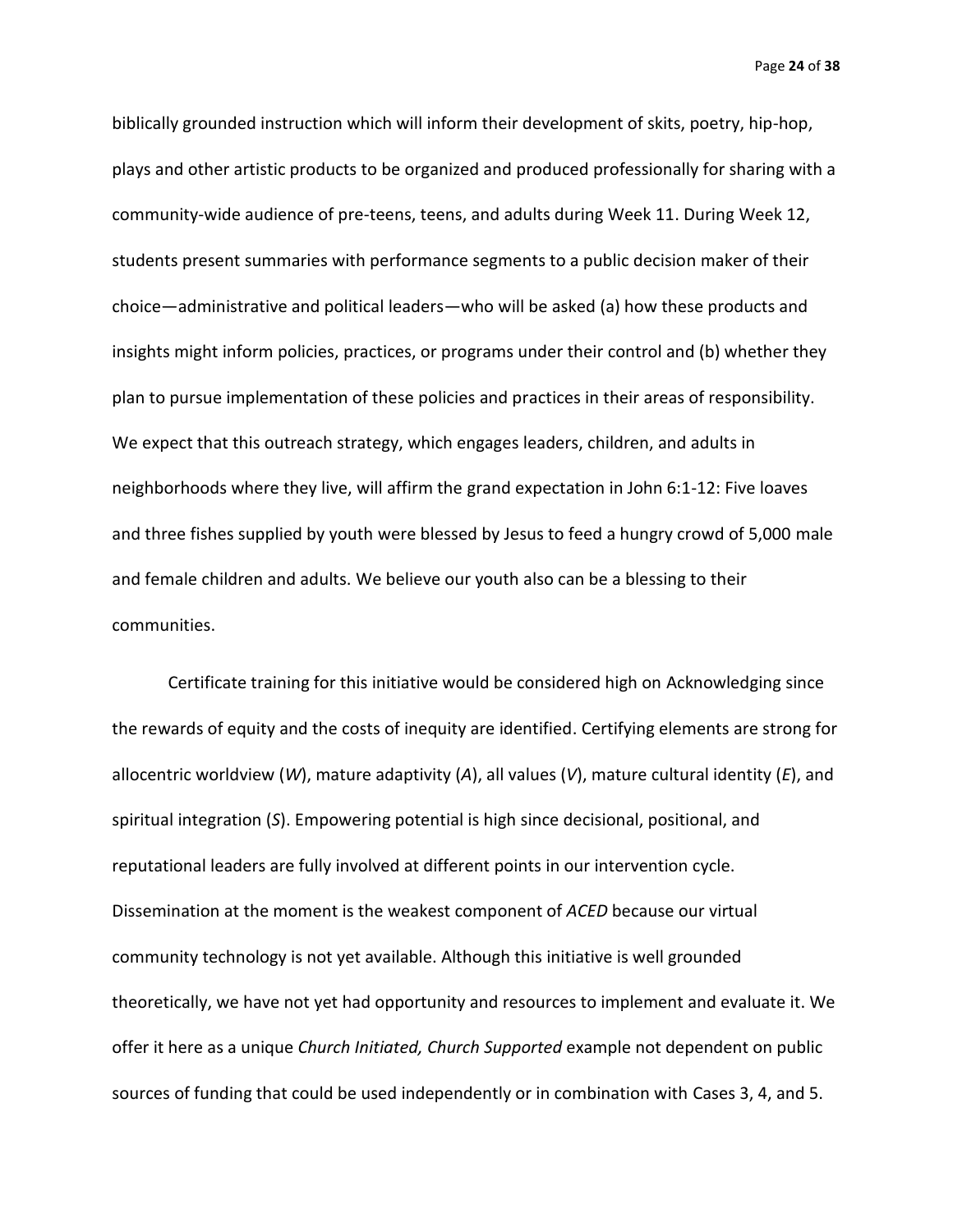biblically grounded instruction which will inform their development of skits, poetry, hip-hop, plays and other artistic products to be organized and produced professionally for sharing with a community-wide audience of pre-teens, teens, and adults during Week 11. During Week 12, students present summaries with performance segments to a public decision maker of their choice—administrative and political leaders—who will be asked (a) how these products and insights might inform policies, practices, or programs under their control and (b) whether they plan to pursue implementation of these policies and practices in their areas of responsibility. We expect that this outreach strategy, which engages leaders, children, and adults in neighborhoods where they live, will affirm the grand expectation in John 6:1-12: Five loaves and three fishes supplied by youth were blessed by Jesus to feed a hungry crowd of 5,000 male and female children and adults. We believe our youth also can be a blessing to their communities.

Certificate training for this initiative would be considered high on Acknowledging since the rewards of equity and the costs of inequity are identified. Certifying elements are strong for allocentric worldview (*W*), mature adaptivity (*A*), all values (*V*), mature cultural identity (*E*), and spiritual integration (*S*). Empowering potential is high since decisional, positional, and reputational leaders are fully involved at different points in our intervention cycle. Dissemination at the moment is the weakest component of *ACED* because our virtual community technology is not yet available. Although this initiative is well grounded theoretically, we have not yet had opportunity and resources to implement and evaluate it. We offer it here as a unique *Church Initiated, Church Supported* example not dependent on public sources of funding that could be used independently or in combination with Cases 3, 4, and 5.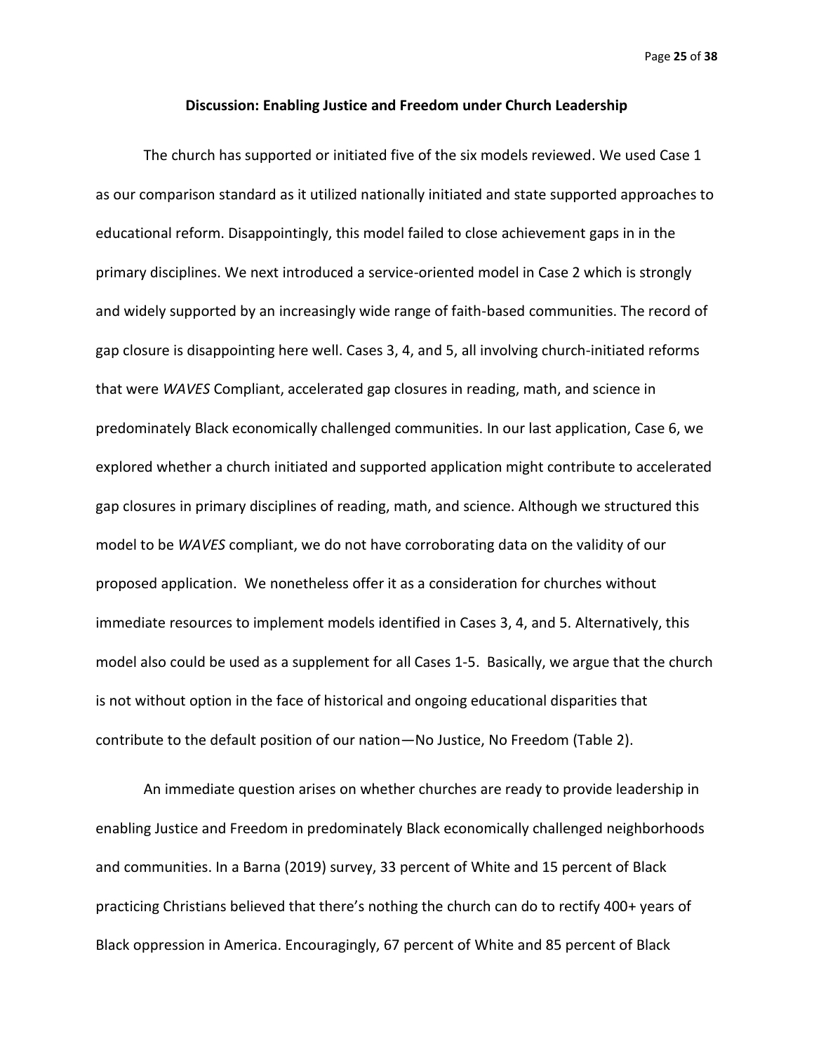## Discussion: Enabling Justice and Freedom under Church Leadership

The church has supported or initiated five of the six models reviewed. We used Case 1 as our comparison standard as it utilized nationally initiated and state supported approaches to educational reform. Disappointingly, this model failed to close achievement gaps in in the primary disciplines. We next introduced a service-oriented model in Case 2 which is strongly and widely supported by an increasingly wide range of faith-based communities. The record of gap closure is disappointing here well. Cases 3, 4, and 5, all involving church-initiated reforms that were *WAVES* Compliant, accelerated gap closures in reading, math, and science in predominately Black economically challenged communities. In our last application, Case 6, we explored whether a church initiated and supported application might contribute to accelerated gap closures in primary disciplines of reading, math, and science. Although we structured this model to be *WAVES* compliant, we do not have corroborating data on the validity of our proposed application. We nonetheless offer it as a consideration for churches without immediate resources to implement models identified in Cases 3, 4, and 5. Alternatively, this model also could be used as a supplement for all Cases 1-5. Basically, we argue that the church is not without option in the face of historical and ongoing educational disparities that contribute to the default position of our nation—No Justice, No Freedom (Table 2).

An immediate question arises on whether churches are ready to provide leadership in enabling Justice and Freedom in predominately Black economically challenged neighborhoods and communities. In a Barna (2019) survey, 33 percent of White and 15 percent of Black practicing Christians believed that there's nothing the church can do to rectify 400+ years of Black oppression in America. Encouragingly, 67 percent of White and 85 percent of Black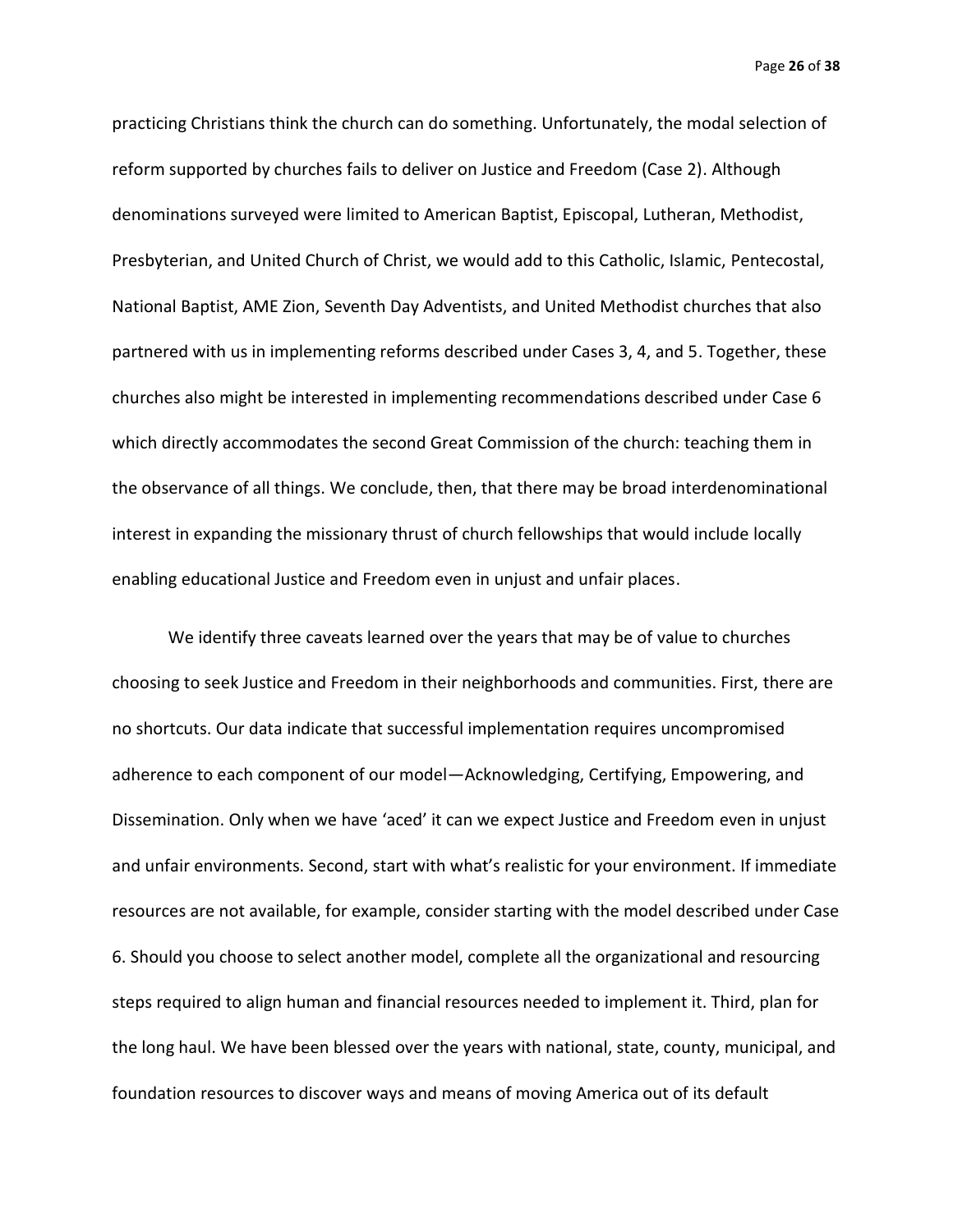practicing Christians think the church can do something. Unfortunately, the modal selection of reform supported by churches fails to deliver on Justice and Freedom (Case 2). Although denominations surveyed were limited to American Baptist, Episcopal, Lutheran, Methodist, Presbyterian, and United Church of Christ, we would add to this Catholic, Islamic, Pentecostal, National Baptist, AME Zion, Seventh Day Adventists, and United Methodist churches that also partnered with us in implementing reforms described under Cases 3, 4, and 5. Together, these churches also might be interested in implementing recommendations described under Case 6 which directly accommodates the second Great Commission of the church: teaching them in the observance of all things. We conclude, then, that there may be broad interdenominational interest in expanding the missionary thrust of church fellowships that would include locally enabling educational Justice and Freedom even in unjust and unfair places.

We identify three caveats learned over the years that may be of value to churches choosing to seek Justice and Freedom in their neighborhoods and communities. First, there are no shortcuts. Our data indicate that successful implementation requires uncompromised adherence to each component of our model—Acknowledging, Certifying, Empowering, and Dissemination. Only when we have 'aced' it can we expect Justice and Freedom even in unjust and unfair environments. Second, start with what's realistic for your environment. If immediate resources are not available, for example, consider starting with the model described under Case 6. Should you choose to select another model, complete all the organizational and resourcing steps required to align human and financial resources needed to implement it. Third, plan for the long haul. We have been blessed over the years with national, state, county, municipal, and foundation resources to discover ways and means of moving America out of its default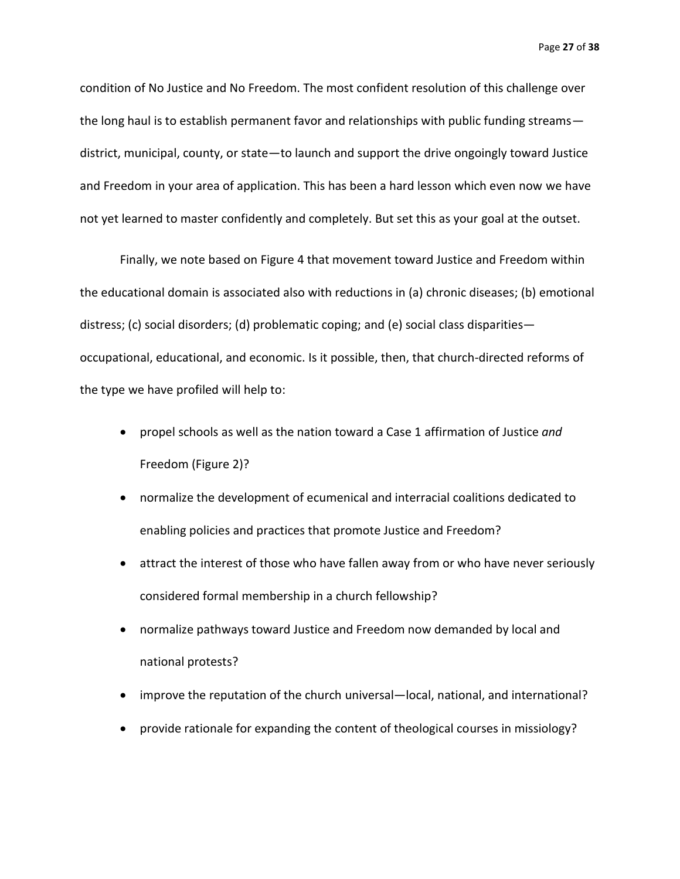condition of No Justice and No Freedom. The most confident resolution of this challenge over the long haul is to establish permanent favor and relationships with public funding streams—district, municipal, county, or state—to launch and support the drive ongoingly toward Justice and Freedom in your area of application. This has been a hard lesson which even now we have not yet learned to master confidently and completely. But set this as your goal at the outset.

Finally, we note based on Figure 4 that movement toward Justice and Freedom within the educational domain is associated also with reductions in (a) chronic diseases; (b) emotional distress; (c) social disorders; (d) problematic coping; and (e) social class disparities—occupational, educational, and economic. Is it possible, then, that church-directed reforms of the type we have profiled will help to:

- propel schools as well as the nation toward a Case 1 affirmation of Justice *and* Freedom (Figure 2)?
- normalize the development of ecumenical and interracial coalitions dedicated to enabling policies and practices that promote Justice and Freedom?
- attract the interest of those who have fallen away from or who have never seriously considered formal membership in a church fellowship?
- normalize pathways toward Justice and Freedom now demanded by local and national protests?
- improve the reputation of the church universal—local, national, and international?
- provide rationale for expanding the content of theological courses in missiology?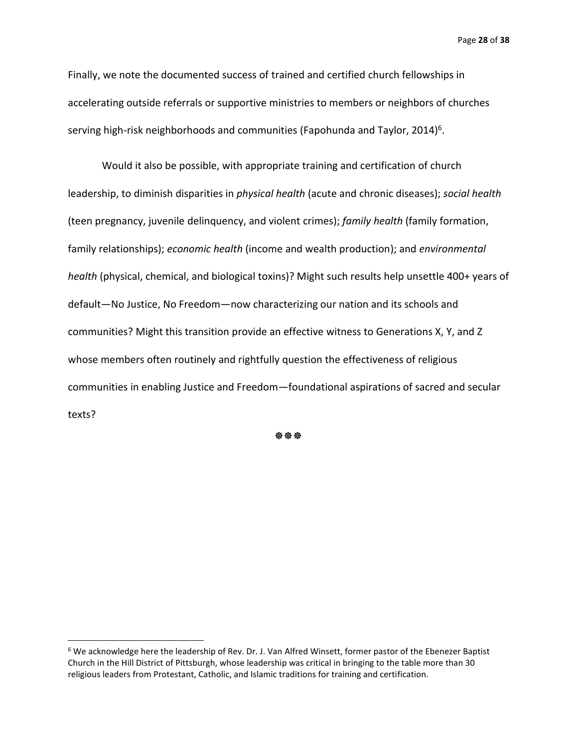Finally, we note the documented success of trained and certified church fellowships in accelerating outside referrals or supportive ministries to members or neighbors of churches serving high-risk neighborhoods and communities (Fapohunda and Taylor, 2014)[6].

Would it also be possible, with appropriate training and certification of church leadership, to diminish disparities in *physical health* (acute and chronic diseases); *social health* (teen pregnancy, juvenile delinquency, and violent crimes); *family health* (family formation, family relationships); *economic health* (income and wealth production); and *environmental health* (physical, chemical, and biological toxins)? Might such results help unsettle 400+ years of default—No Justice, No Freedom—now characterizing our nation and its schools and communities? Might this transition provide an effective witness to Generations X, Y, and Z whose members often routinely and rightfully question the effectiveness of religious communities in enabling Justice and Freedom—foundational aspirations of sacred and secular texts?

☸☸☸

[6] We acknowledge here the leadership of Rev. Dr. J. Van Alfred Winsett, former pastor of the Ebenezer Baptist Church in the Hill District of Pittsburgh, whose leadership was critical in bringing to the table more than 30 religious leaders from Protestant, Catholic, and Islamic traditions for training and certification.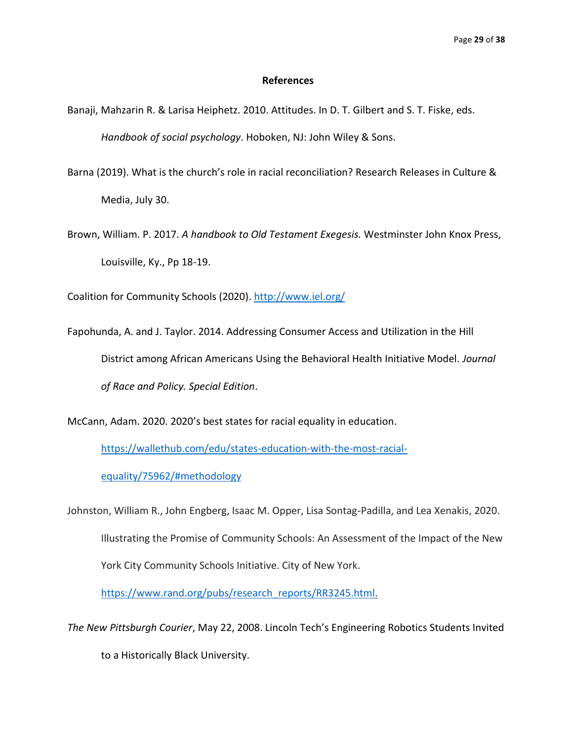## References

Banaji, Mahzarin R. & Larisa Heiphetz. 2010. Attitudes. In D. T. Gilbert and S. T. Fiske, eds. *Handbook of social psychology*. Hoboken, NJ: John Wiley & Sons.

Barna (2019). What is the church's role in racial reconciliation? Research Releases in Culture & Media, July 30.

Brown, William. P. 2017. *A handbook to Old Testament Exegesis.* Westminster John Knox Press, Louisville, Ky., Pp 18-19.

Coalition for Community Schools (2020). http://www.iel.org/

Fapohunda, A. and J. Taylor. 2014. Addressing Consumer Access and Utilization in the Hill District among African Americans Using the Behavioral Health Initiative Model. *Journal of Race and Policy. Special Edition*.

McCann, Adam. 2020. 2020's best states for racial equality in education. https://wallethub.com/edu/states-education-with-the-most-racial-equality/75962/#methodology

Johnston, William R., John Engberg, Isaac M. Opper, Lisa Sontag-Padilla, and Lea Xenakis, 2020. Illustrating the Promise of Community Schools: An Assessment of the Impact of the New York City Community Schools Initiative. City of New York. https://www.rand.org/pubs/research_reports/RR3245.html.

*The New Pittsburgh Courier*, May 22, 2008. Lincoln Tech's Engineering Robotics Students Invited to a Historically Black University.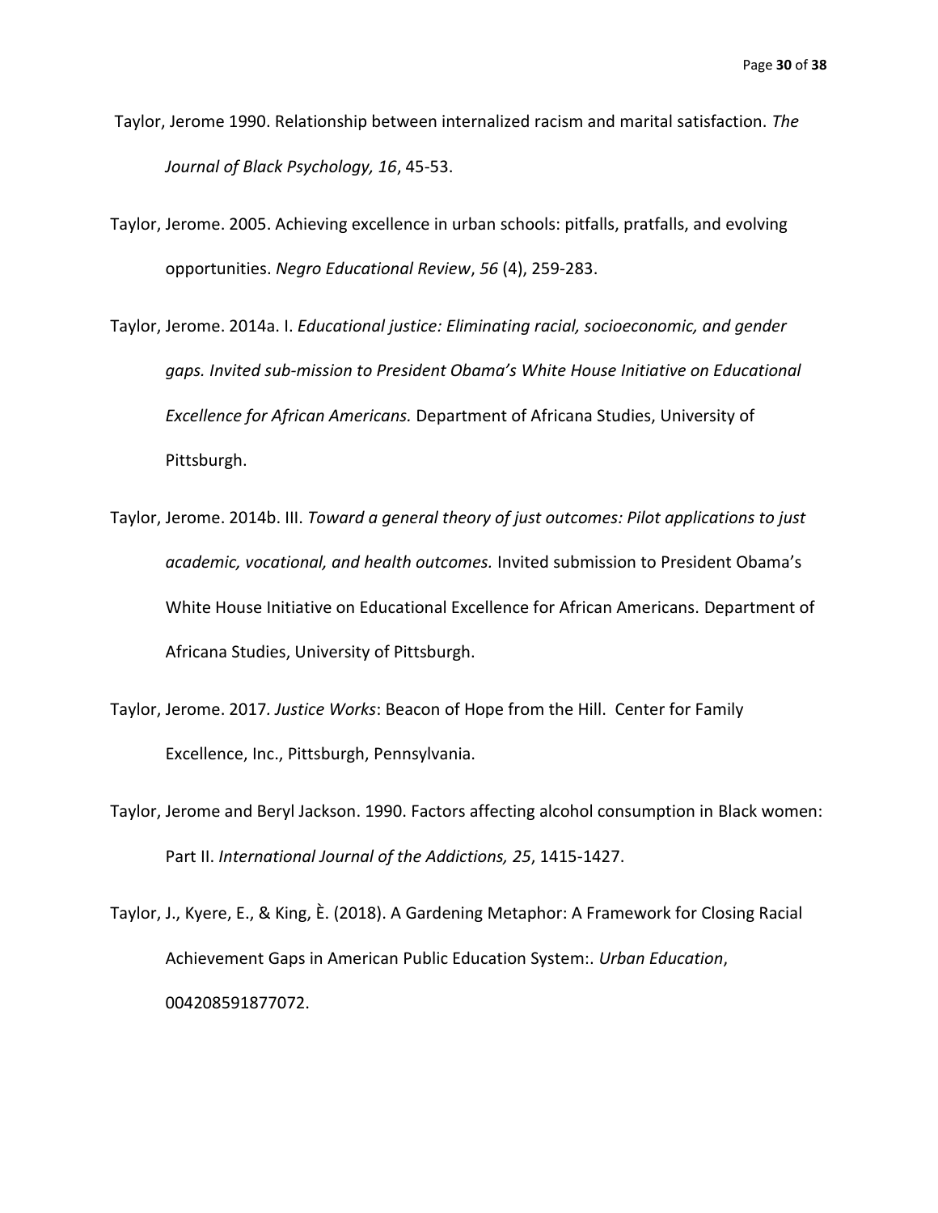Taylor, Jerome 1990. Relationship between internalized racism and marital satisfaction. *The Journal of Black Psychology, 16*, 45-53.

Taylor, Jerome. 2005. Achieving excellence in urban schools: pitfalls, pratfalls, and evolving opportunities. *Negro Educational Review*, *56* (4), 259-283.

Taylor, Jerome. 2014a. I. *Educational justice: Eliminating racial, socioeconomic, and gender gaps. Invited sub-mission to President Obama's White House Initiative on Educational Excellence for African Americans.* Department of Africana Studies, University of Pittsburgh.

Taylor, Jerome. 2014b. III. *Toward a general theory of just outcomes: Pilot applications to just academic, vocational, and health outcomes.* Invited submission to President Obama's White House Initiative on Educational Excellence for African Americans. Department of Africana Studies, University of Pittsburgh.

Taylor, Jerome. 2017. *Justice Works*: Beacon of Hope from the Hill. Center for Family Excellence, Inc., Pittsburgh, Pennsylvania.

Taylor, Jerome and Beryl Jackson. 1990. Factors affecting alcohol consumption in Black women: Part II. *International Journal of the Addictions, 25*, 1415-1427.

Taylor, J., Kyere, E., & King, È. (2018). A Gardening Metaphor: A Framework for Closing Racial Achievement Gaps in American Public Education System:. *Urban Education*, 004208591877072.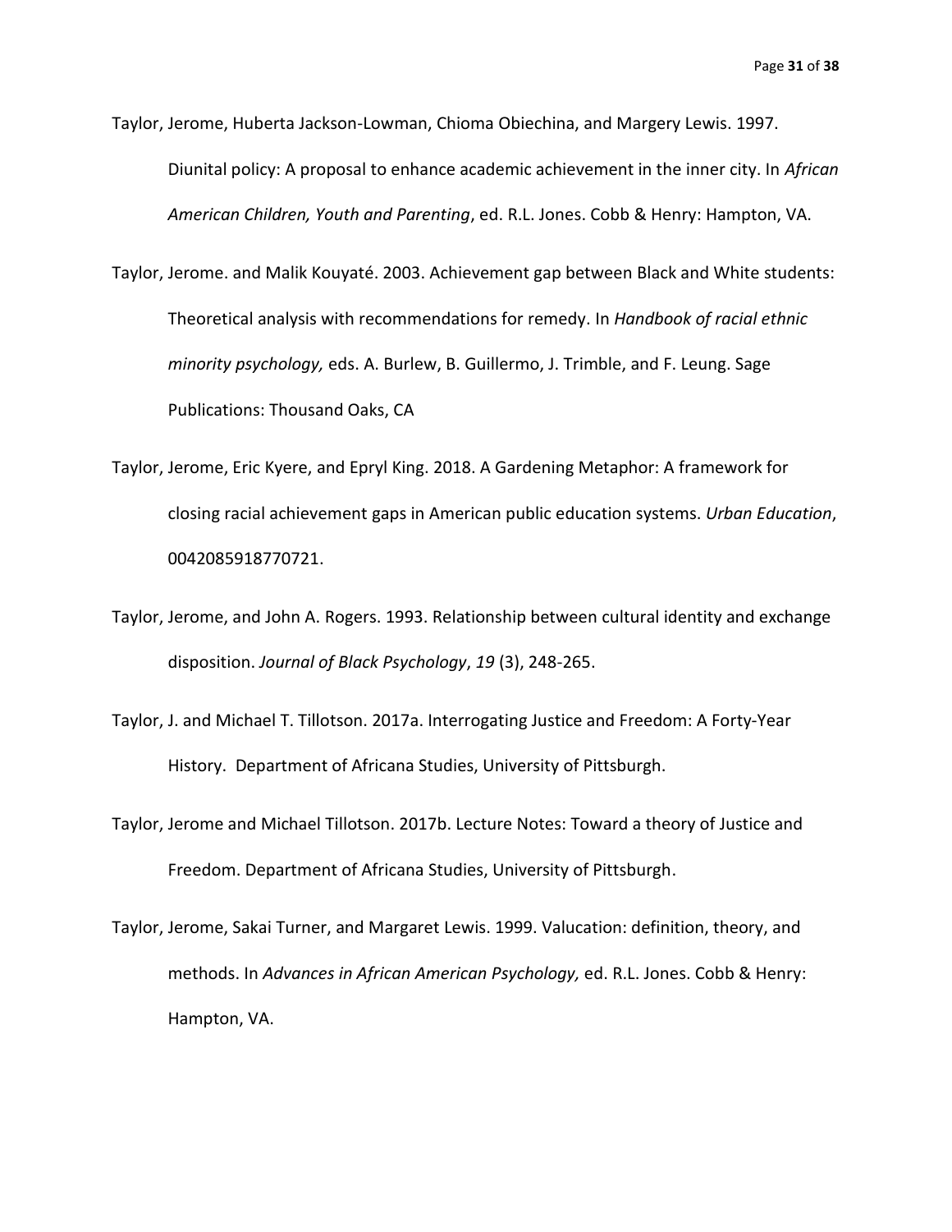Taylor, Jerome, Huberta Jackson-Lowman, Chioma Obiechina, and Margery Lewis. 1997. Diunital policy: A proposal to enhance academic achievement in the inner city. In *African American Children, Youth and Parenting*, ed. R.L. Jones. Cobb & Henry: Hampton, VA.

Taylor, Jerome. and Malik Kouyaté. 2003. Achievement gap between Black and White students: Theoretical analysis with recommendations for remedy. In *Handbook of racial ethnic minority psychology,* eds. A. Burlew, B. Guillermo, J. Trimble, and F. Leung. Sage Publications: Thousand Oaks, CA

Taylor, Jerome, Eric Kyere, and Epryl King. 2018. A Gardening Metaphor: A framework for closing racial achievement gaps in American public education systems. *Urban Education*, 0042085918770721.

Taylor, Jerome, and John A. Rogers. 1993. Relationship between cultural identity and exchange disposition. *Journal of Black Psychology*, *19* (3), 248-265.

Taylor, J. and Michael T. Tillotson. 2017a. Interrogating Justice and Freedom: A Forty-Year History. Department of Africana Studies, University of Pittsburgh.

Taylor, Jerome and Michael Tillotson. 2017b. Lecture Notes: Toward a theory of Justice and Freedom. Department of Africana Studies, University of Pittsburgh.

Taylor, Jerome, Sakai Turner, and Margaret Lewis. 1999. Valucation: definition, theory, and methods. In *Advances in African American Psychology,* ed. R.L. Jones. Cobb & Henry: Hampton, VA.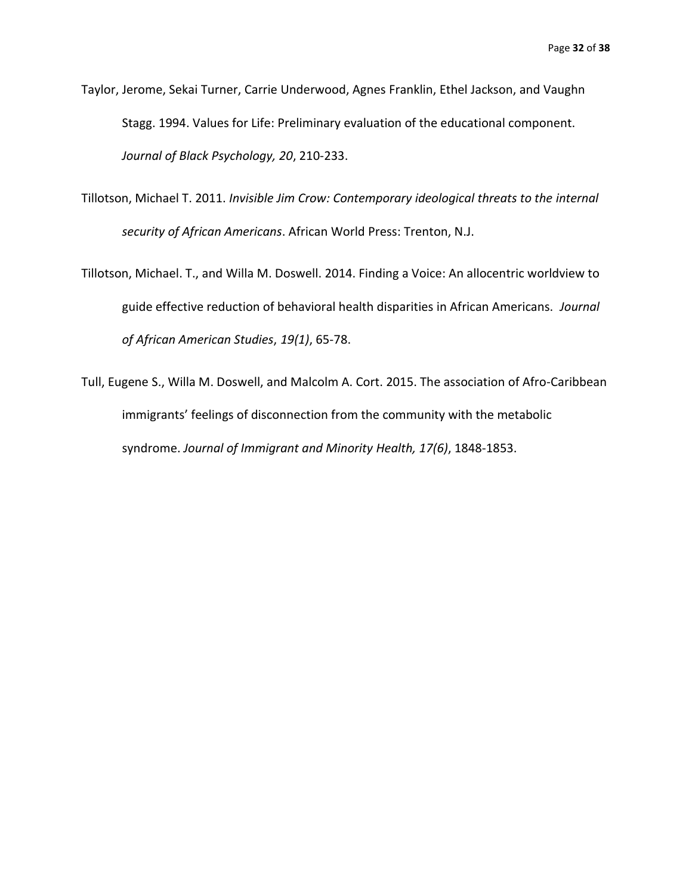Taylor, Jerome, Sekai Turner, Carrie Underwood, Agnes Franklin, Ethel Jackson, and Vaughn Stagg. 1994. Values for Life: Preliminary evaluation of the educational component. *Journal of Black Psychology, 20*, 210-233.

Tillotson, Michael T. 2011. *Invisible Jim Crow: Contemporary ideological threats to the internal security of African Americans*. African World Press: Trenton, N.J.

Tillotson, Michael. T., and Willa M. Doswell. 2014. Finding a Voice: An allocentric worldview to guide effective reduction of behavioral health disparities in African Americans. *Journal of African American Studies*, *19(1)*, 65-78.

Tull, Eugene S., Willa M. Doswell, and Malcolm A. Cort. 2015. The association of Afro-Caribbean immigrants' feelings of disconnection from the community with the metabolic syndrome. *Journal of Immigrant and Minority Health, 17(6)*, 1848-1853.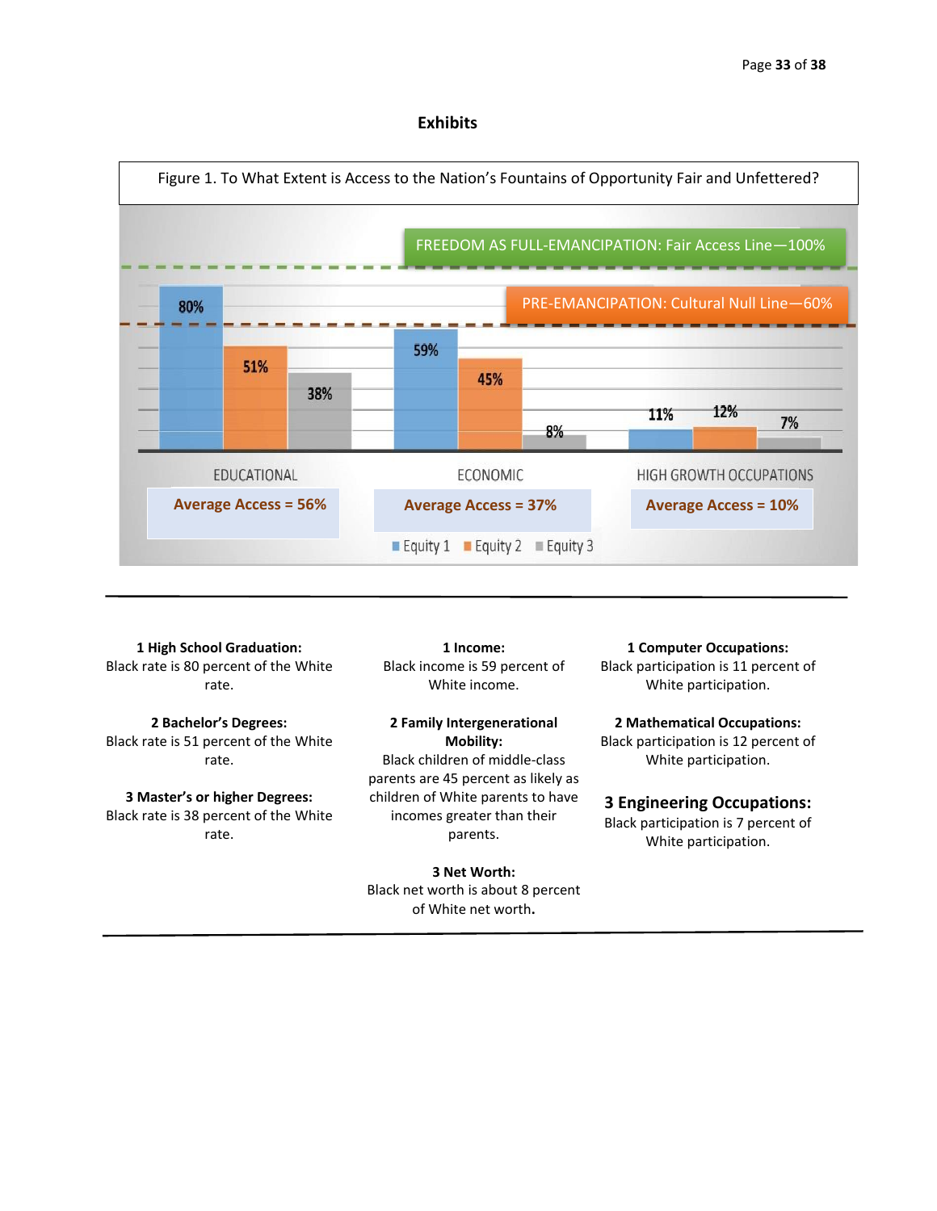## Exhibits

Figure 1. To What Extent is Access to the Nation's Fountains of Opportunity Fair and Unfettered?

FREEDOM AS FULL-EMANCIPATION: Fair Access Line—100%

PRE-EMANCIPATION: Cultural Null Line—60%

| | Equity 1 | Equity 2 | Equity 3 | |
|---|---|---|---|---|
| EDUCATIONAL | 80% | 51% | 38% | Average Access = 56% |
| ECONOMIC | 59% | 45% | 8% | Average Access = 37% |
| HIGH GROWTH OCCUPATIONS | 11% | 12% | 7% | Average Access = 10% |

**1 High School Graduation:** Black rate is 80 percent of the White rate.

**2 Bachelor's Degrees:** Black rate is 51 percent of the White rate.

**3 Master's or higher Degrees:** Black rate is 38 percent of the White rate.

**1 Income:** Black income is 59 percent of White income.

**2 Family Intergenerational Mobility:** Black children of middle-class parents are 45 percent as likely as children of White parents to have incomes greater than their parents.

**3 Net Worth:** Black net worth is about 8 percent of White net worth.

**1 Computer Occupations:** Black participation is 11 percent of White participation.

**2 Mathematical Occupations:** Black participation is 12 percent of White participation.

**3 Engineering Occupations:** Black participation is 7 percent of White participation.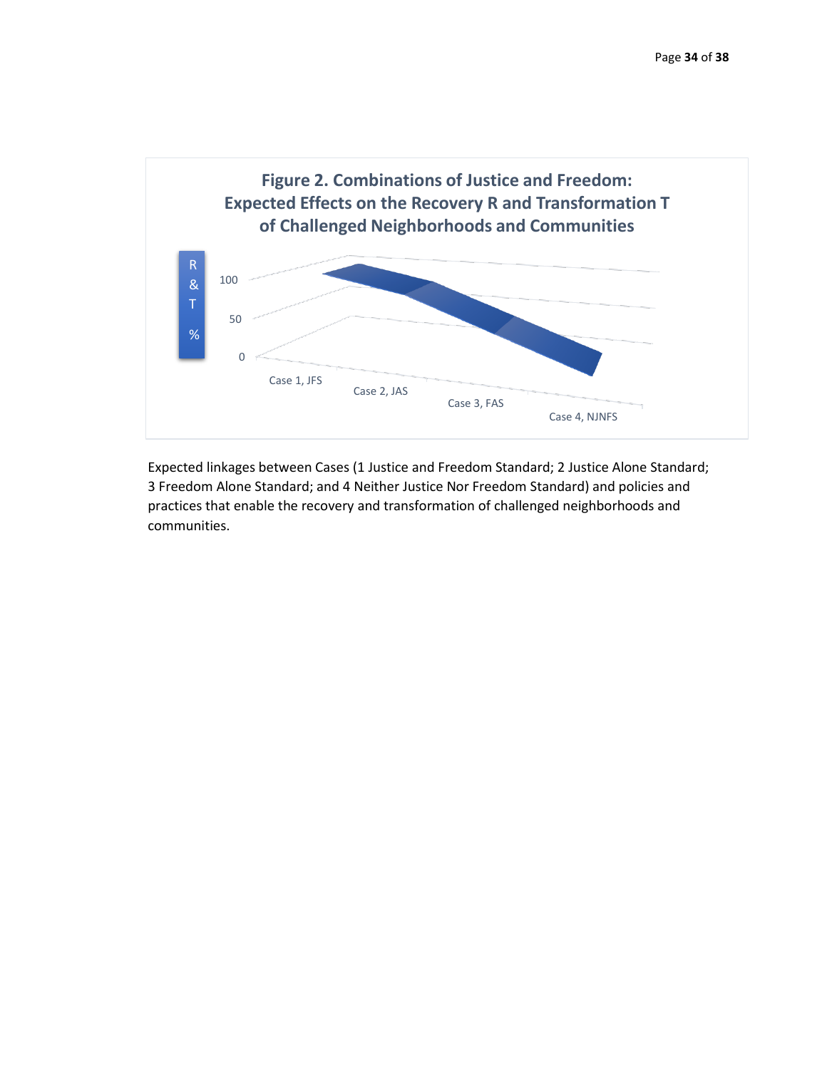**Figure 2. Combinations of Justice and Freedom: Expected Effects on the Recovery R and Transformation T of Challenged Neighborhoods and Communities**

R & T %

100

50

0

Case 1, JFS

Case 2, JAS

Case 3, FAS

Case 4, NJNFS

Expected linkages between Cases (1 Justice and Freedom Standard; 2 Justice Alone Standard; 3 Freedom Alone Standard; and 4 Neither Justice Nor Freedom Standard) and policies and practices that enable the recovery and transformation of challenged neighborhoods and communities.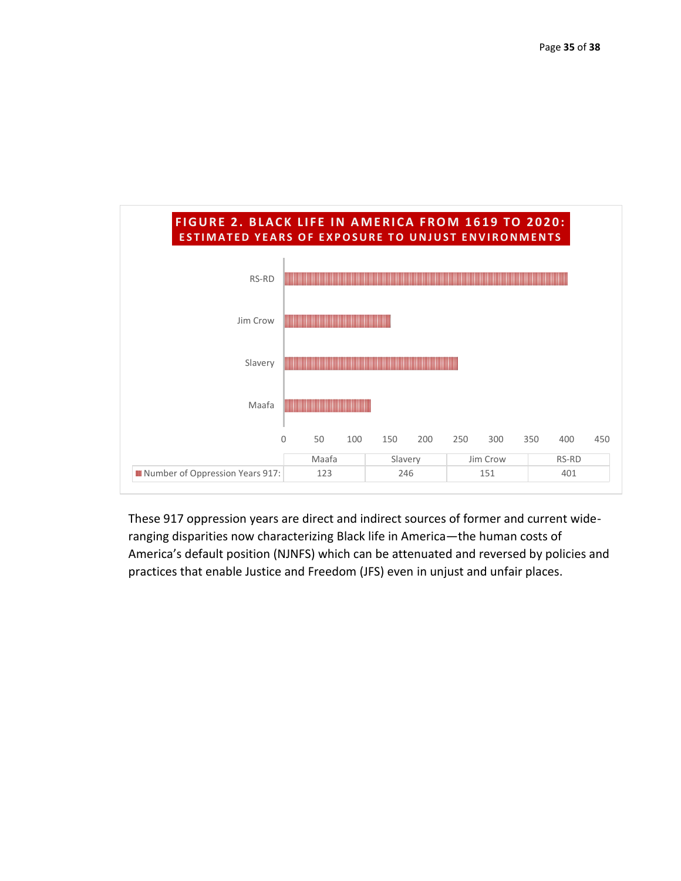**FIGURE 2. BLACK LIFE IN AMERICA FROM 1619 TO 2020: ESTIMATED YEARS OF EXPOSURE TO UNJUST ENVIRONMENTS**

| | Maafa | Slavery | Jim Crow | RS-RD |
|---|---|---|---|---|
| Number of Oppression Years 917: | 123 | 246 | 151 | 401 |

These 917 oppression years are direct and indirect sources of former and current wide-ranging disparities now characterizing Black life in America—the human costs of America's default position (NJNFS) which can be attenuated and reversed by policies and practices that enable Justice and Freedom (JFS) even in unjust and unfair places.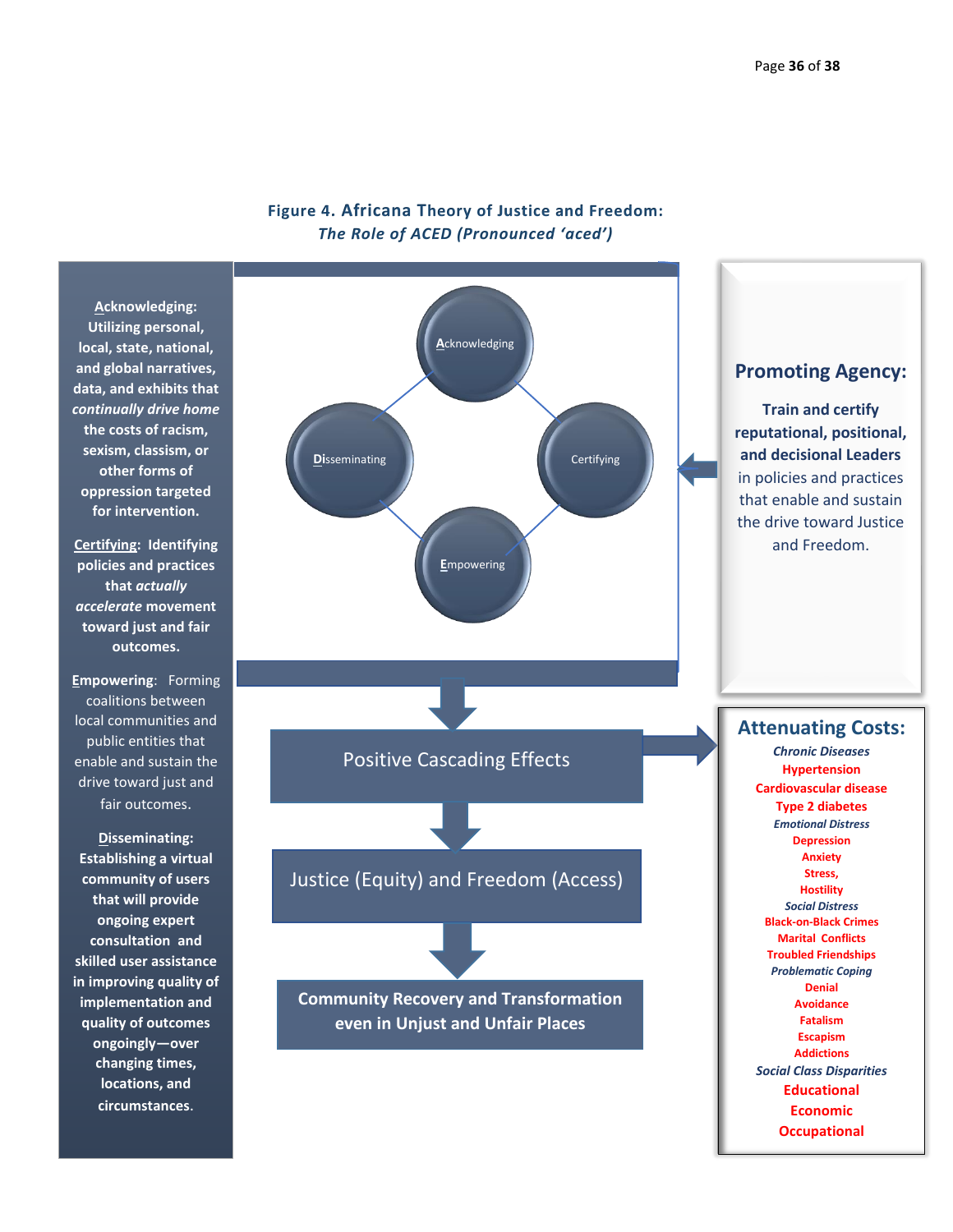**Figure 4. Africana Theory of Justice and Freedom:**
***The Role of ACED (Pronounced 'aced')***

**Acknowledging: Utilizing personal, local, state, national, and global narratives, data, and exhibits that *continually drive home* the costs of racism, sexism, classism, or other forms of oppression targeted for intervention.**

**Certifying: Identifying policies and practices that *actually accelerate* movement toward just and fair outcomes.**

**Empowering**: Forming coalitions between local communities and public entities that enable and sustain the drive toward just and fair outcomes.

**Disseminating: Establishing a virtual community of users that will provide ongoing expert consultation and skilled user assistance in improving quality of implementation and quality of outcomes ongoingly—over changing times, locations, and circumstances.**

Acknowledging

Disseminating

Certifying

Empowering

**Promoting Agency:**

**Train and certify reputational, positional, and decisional Leaders** in policies and practices that enable and sustain the drive toward Justice and Freedom.

Positive Cascading Effects

Justice (Equity) and Freedom (Access)

**Community Recovery and Transformation even in Unjust and Unfair Places**

**Attenuating Costs:**

***Chronic Diseases***
**Hypertension**
**Cardiovascular disease**
**Type 2 diabetes**

***Emotional Distress***
**Depression**
**Anxiety**
**Stress,**
**Hostility**

***Social Distress***
**Black-on-Black Crimes**
**Marital Conflicts**
**Troubled Friendships**

***Problematic Coping***
**Denial**
**Avoidance**
**Fatalism**
**Escapism**
**Addictions**

***Social Class Disparities***
**Educational**
**Economic**
**Occupational**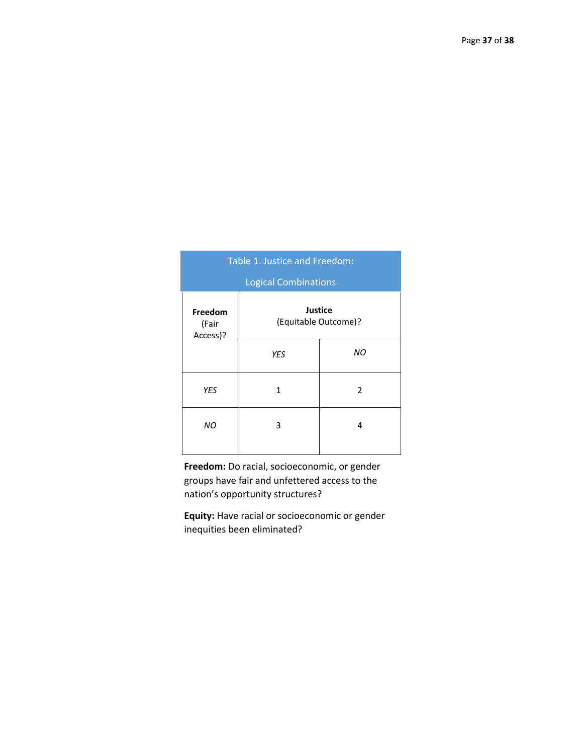Table 1. Justice and Freedom: Logical Combinations

| Freedom (Fair Access)? | Justice (Equitable Outcome)? | |
|---|---|---|
| | *YES* | *NO* |
| *YES* | 1 | 2 |
| *NO* | 3 | 4 |

**Freedom:** Do racial, socioeconomic, or gender groups have fair and unfettered access to the nation's opportunity structures?

**Equity:** Have racial or socioeconomic or gender inequities been eliminated?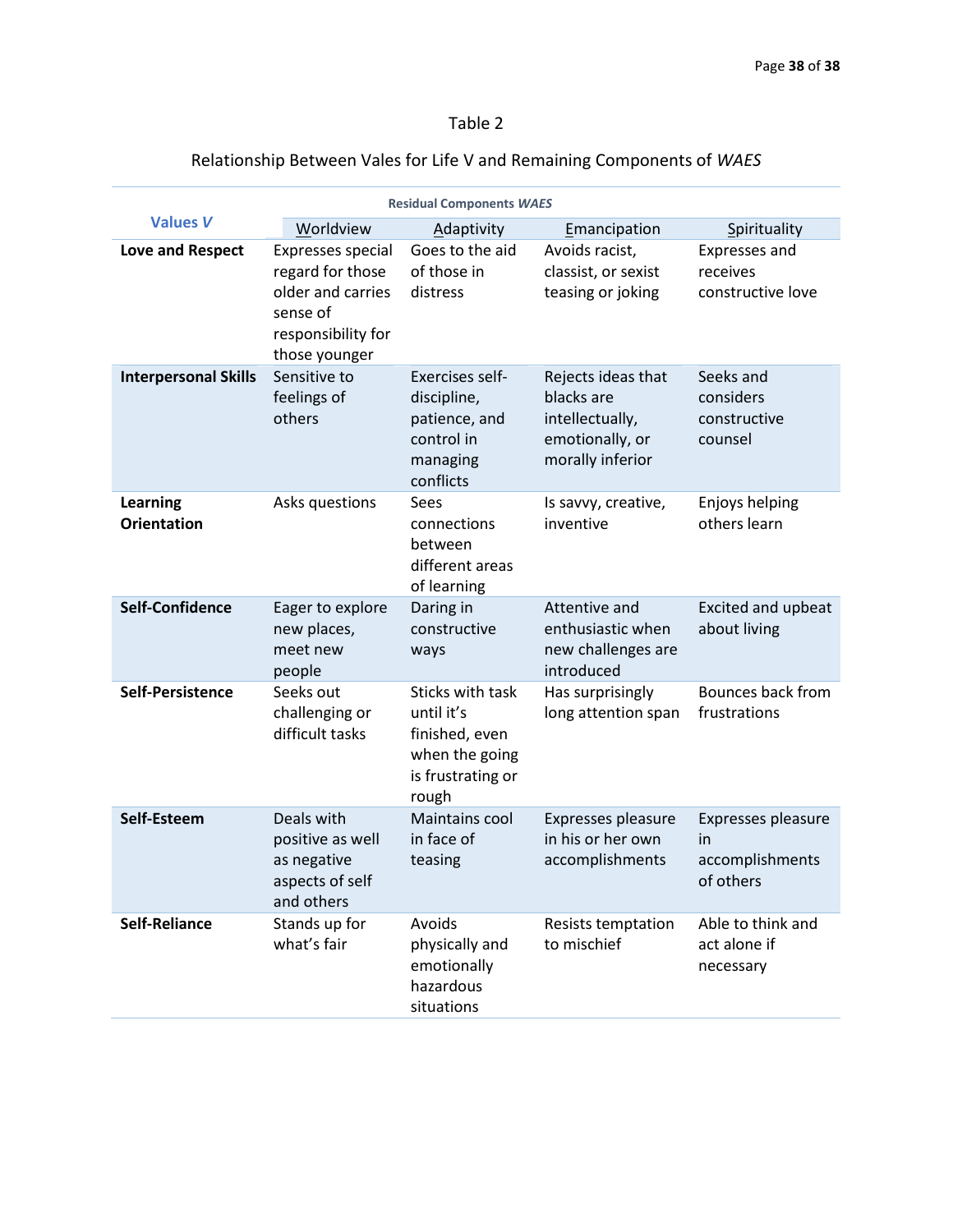Table 2

Relationship Between Vales for Life V and Remaining Components of *WAES*

| Values *V* | Residual Components *WAES* | | | |
|---|---|---|---|---|
| | Worldview | Adaptivity | Emancipation | Spirituality |
| **Love and Respect** | Expresses special regard for those older and carries sense of responsibility for those younger | Goes to the aid of those in distress | Avoids racist, classist, or sexist teasing or joking | Expresses and receives constructive love |
| **Interpersonal Skills** | Sensitive to feelings of others | Exercises self-discipline, patience, and control in managing conflicts | Rejects ideas that blacks are intellectually, emotionally, or morally inferior | Seeks and considers constructive counsel |
| **Learning Orientation** | Asks questions | Sees connections between different areas of learning | Is savvy, creative, inventive | Enjoys helping others learn |
| **Self-Confidence** | Eager to explore new places, meet new people | Daring in constructive ways | Attentive and enthusiastic when new challenges are introduced | Excited and upbeat about living |
| **Self-Persistence** | Seeks out challenging or difficult tasks | Sticks with task until it's finished, even when the going is frustrating or rough | Has surprisingly long attention span | Bounces back from frustrations |
| **Self-Esteem** | Deals with positive as well as negative aspects of self and others | Maintains cool in face of teasing | Expresses pleasure in his or her own accomplishments | Expresses pleasure in accomplishments of others |
| **Self-Reliance** | Stands up for what's fair | Avoids physically and emotionally hazardous situations | Resists temptation to mischief | Able to think and act alone if necessary |